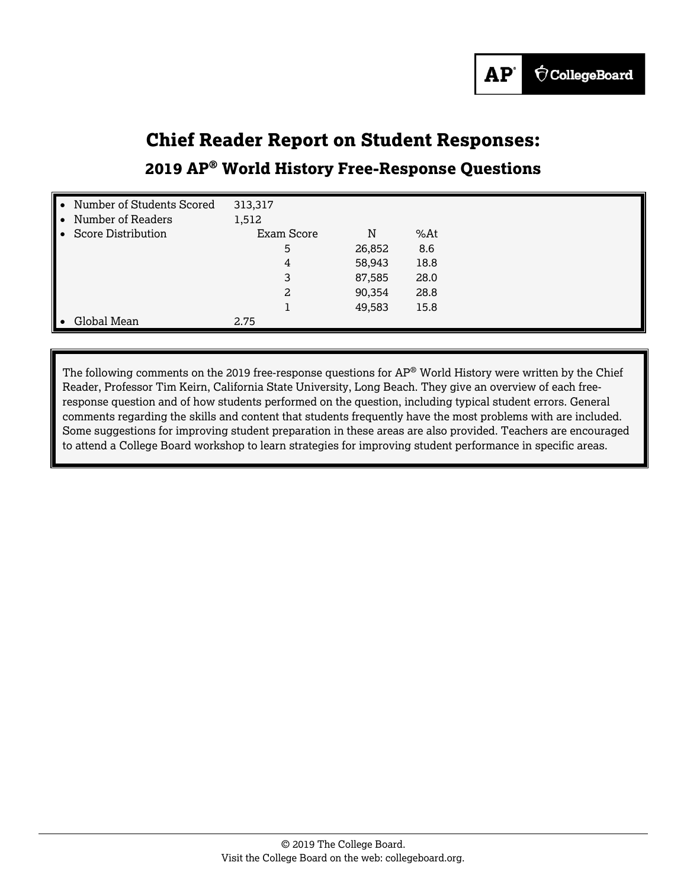# Chief Reader Report on Student Responses:

## 2019 AP® World History Free-Response Questions

- Number of Students Scored: 313,317
- Number of Readers: 1,512
- Score Distribution:

| Exam Score | N | %At |
|---|---|---|
| 5 | 26,852 | 8.6 |
| 4 | 58,943 | 18.8 |
| 3 | 87,585 | 28.0 |
| 2 | 90,354 | 28.8 |
| 1 | 49,583 | 15.8 |

- Global Mean: 2.75

The following comments on the 2019 free-response questions for AP® World History were written by the Chief Reader, Professor Tim Keirn, California State University, Long Beach. They give an overview of each free-response question and of how students performed on the question, including typical student errors. General comments regarding the skills and content that students frequently have the most problems with are included. Some suggestions for improving student preparation in these areas are also provided. Teachers are encouraged to attend a College Board workshop to learn strategies for improving student performance in specific areas.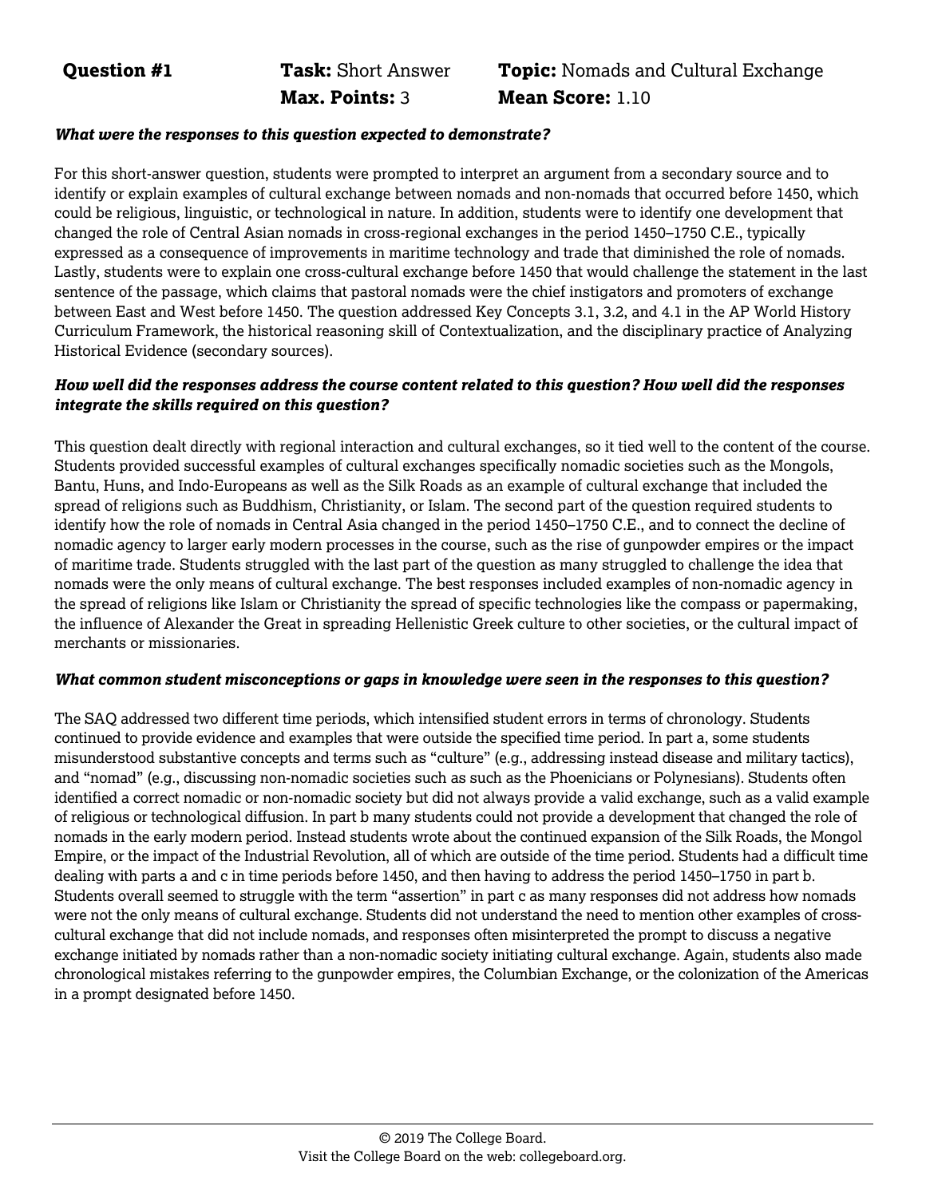**Question #1** **Task:** Short Answer **Topic:** Nomads and Cultural Exchange
**Max. Points:** 3 **Mean Score:** 1.10

***What were the responses to this question expected to demonstrate?***

For this short-answer question, students were prompted to interpret an argument from a secondary source and to identify or explain examples of cultural exchange between nomads and non-nomads that occurred before 1450, which could be religious, linguistic, or technological in nature. In addition, students were to identify one development that changed the role of Central Asian nomads in cross-regional exchanges in the period 1450–1750 C.E., typically expressed as a consequence of improvements in maritime technology and trade that diminished the role of nomads. Lastly, students were to explain one cross-cultural exchange before 1450 that would challenge the statement in the last sentence of the passage, which claims that pastoral nomads were the chief instigators and promoters of exchange between East and West before 1450. The question addressed Key Concepts 3.1, 3.2, and 4.1 in the AP World History Curriculum Framework, the historical reasoning skill of Contextualization, and the disciplinary practice of Analyzing Historical Evidence (secondary sources).

***How well did the responses address the course content related to this question? How well did the responses integrate the skills required on this question?***

This question dealt directly with regional interaction and cultural exchanges, so it tied well to the content of the course. Students provided successful examples of cultural exchanges specifically nomadic societies such as the Mongols, Bantu, Huns, and Indo-Europeans as well as the Silk Roads as an example of cultural exchange that included the spread of religions such as Buddhism, Christianity, or Islam. The second part of the question required students to identify how the role of nomads in Central Asia changed in the period 1450–1750 C.E., and to connect the decline of nomadic agency to larger early modern processes in the course, such as the rise of gunpowder empires or the impact of maritime trade. Students struggled with the last part of the question as many struggled to challenge the idea that nomads were the only means of cultural exchange. The best responses included examples of non-nomadic agency in the spread of religions like Islam or Christianity the spread of specific technologies like the compass or papermaking, the influence of Alexander the Great in spreading Hellenistic Greek culture to other societies, or the cultural impact of merchants or missionaries.

***What common student misconceptions or gaps in knowledge were seen in the responses to this question?***

The SAQ addressed two different time periods, which intensified student errors in terms of chronology. Students continued to provide evidence and examples that were outside the specified time period. In part a, some students misunderstood substantive concepts and terms such as "culture" (e.g., addressing instead disease and military tactics), and "nomad" (e.g., discussing non-nomadic societies such as such as the Phoenicians or Polynesians). Students often identified a correct nomadic or non-nomadic society but did not always provide a valid exchange, such as a valid example of religious or technological diffusion. In part b many students could not provide a development that changed the role of nomads in the early modern period. Instead students wrote about the continued expansion of the Silk Roads, the Mongol Empire, or the impact of the Industrial Revolution, all of which are outside of the time period. Students had a difficult time dealing with parts a and c in time periods before 1450, and then having to address the period 1450–1750 in part b. Students overall seemed to struggle with the term "assertion" in part c as many responses did not address how nomads were not the only means of cultural exchange. Students did not understand the need to mention other examples of cross-cultural exchange that did not include nomads, and responses often misinterpreted the prompt to discuss a negative exchange initiated by nomads rather than a non-nomadic society initiating cultural exchange. Again, students also made chronological mistakes referring to the gunpowder empires, the Columbian Exchange, or the colonization of the Americas in a prompt designated before 1450.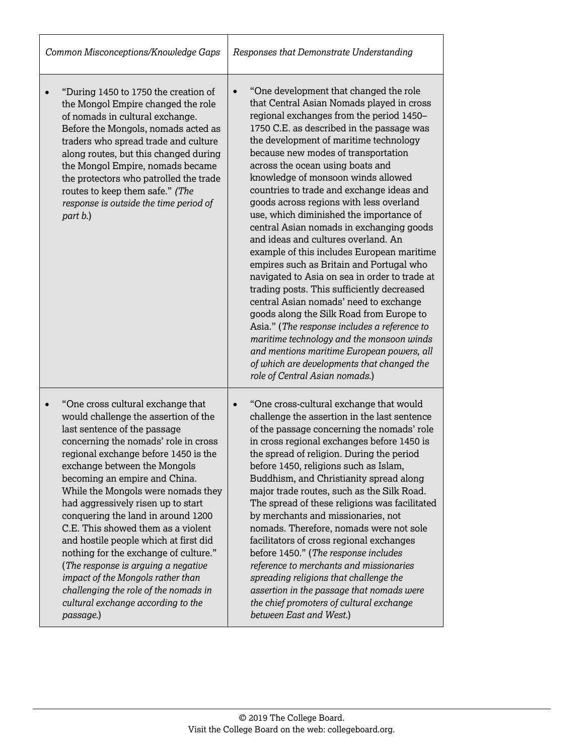| *Common Misconceptions/Knowledge Gaps* | *Responses that Demonstrate Understanding* |
| --- | --- |
| • "During 1450 to 1750 the creation of the Mongol Empire changed the role of nomads in cultural exchange. Before the Mongols, nomads acted as traders who spread trade and culture along routes, but this changed during the Mongol Empire, nomads became the protectors who patrolled the trade routes to keep them safe." *(The response is outside the time period of part b.)* | • "One development that changed the role that Central Asian Nomads played in cross regional exchanges from the period 1450–1750 C.E. as described in the passage was the development of maritime technology because new modes of transportation across the ocean using boats and knowledge of monsoon winds allowed countries to trade and exchange ideas and goods across regions with less overland use, which diminished the importance of central Asian nomads in exchanging goods and ideas and cultures overland. An example of this includes European maritime empires such as Britain and Portugal who navigated to Asia on sea in order to trade at trading posts. This sufficiently decreased central Asian nomads' need to exchange goods along the Silk Road from Europe to Asia." (*The response includes a reference to maritime technology and the monsoon winds and mentions maritime European powers, all of which are developments that changed the role of Central Asian nomads.*) |
| • "One cross cultural exchange that would challenge the assertion of the last sentence of the passage concerning the nomads' role in cross regional exchange before 1450 is the exchange between the Mongols becoming an empire and China. While the Mongols were nomads they had aggressively risen up to start conquering the land in around 1200 C.E. This showed them as a violent and hostile people which at first did nothing for the exchange of culture." (*The response is arguing a negative impact of the Mongols rather than challenging the role of the nomads in cultural exchange according to the passage.*) | • "One cross-cultural exchange that would challenge the assertion in the last sentence of the passage concerning the nomads' role in cross regional exchanges before 1450 is the spread of religion. During the period before 1450, religions such as Islam, Buddhism, and Christianity spread along major trade routes, such as the Silk Road. The spread of these religions was facilitated by merchants and missionaries, not nomads. Therefore, nomads were not sole facilitators of cross regional exchanges before 1450." (*The response includes reference to merchants and missionaries spreading religions that challenge the assertion in the passage that nomads were the chief promoters of cultural exchange between East and West.*) |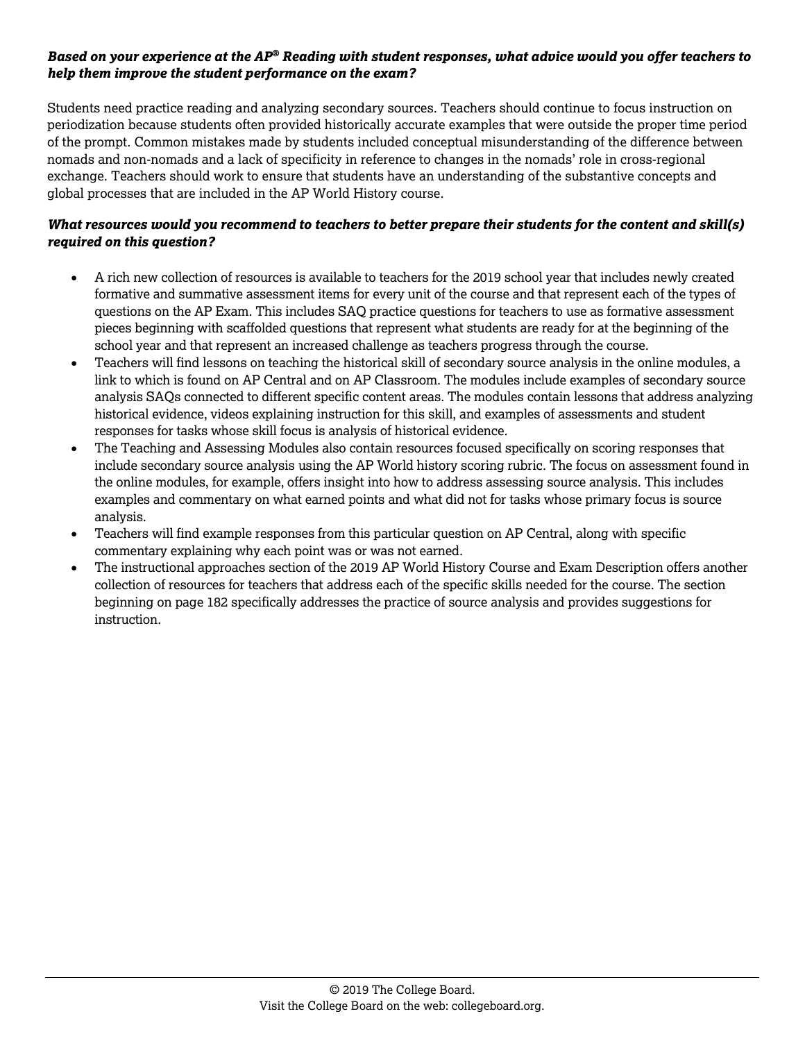***Based on your experience at the AP® Reading with student responses, what advice would you offer teachers to help them improve the student performance on the exam?***

Students need practice reading and analyzing secondary sources. Teachers should continue to focus instruction on periodization because students often provided historically accurate examples that were outside the proper time period of the prompt. Common mistakes made by students included conceptual misunderstanding of the difference between nomads and non-nomads and a lack of specificity in reference to changes in the nomads' role in cross-regional exchange. Teachers should work to ensure that students have an understanding of the substantive concepts and global processes that are included in the AP World History course.

***What resources would you recommend to teachers to better prepare their students for the content and skill(s) required on this question?***

- A rich new collection of resources is available to teachers for the 2019 school year that includes newly created formative and summative assessment items for every unit of the course and that represent each of the types of questions on the AP Exam. This includes SAQ practice questions for teachers to use as formative assessment pieces beginning with scaffolded questions that represent what students are ready for at the beginning of the school year and that represent an increased challenge as teachers progress through the course.
- Teachers will find lessons on teaching the historical skill of secondary source analysis in the online modules, a link to which is found on AP Central and on AP Classroom. The modules include examples of secondary source analysis SAQs connected to different specific content areas. The modules contain lessons that address analyzing historical evidence, videos explaining instruction for this skill, and examples of assessments and student responses for tasks whose skill focus is analysis of historical evidence.
- The Teaching and Assessing Modules also contain resources focused specifically on scoring responses that include secondary source analysis using the AP World history scoring rubric. The focus on assessment found in the online modules, for example, offers insight into how to address assessing source analysis. This includes examples and commentary on what earned points and what did not for tasks whose primary focus is source analysis.
- Teachers will find example responses from this particular question on AP Central, along with specific commentary explaining why each point was or was not earned.
- The instructional approaches section of the 2019 AP World History Course and Exam Description offers another collection of resources for teachers that address each of the specific skills needed for the course. The section beginning on page 182 specifically addresses the practice of source analysis and provides suggestions for instruction.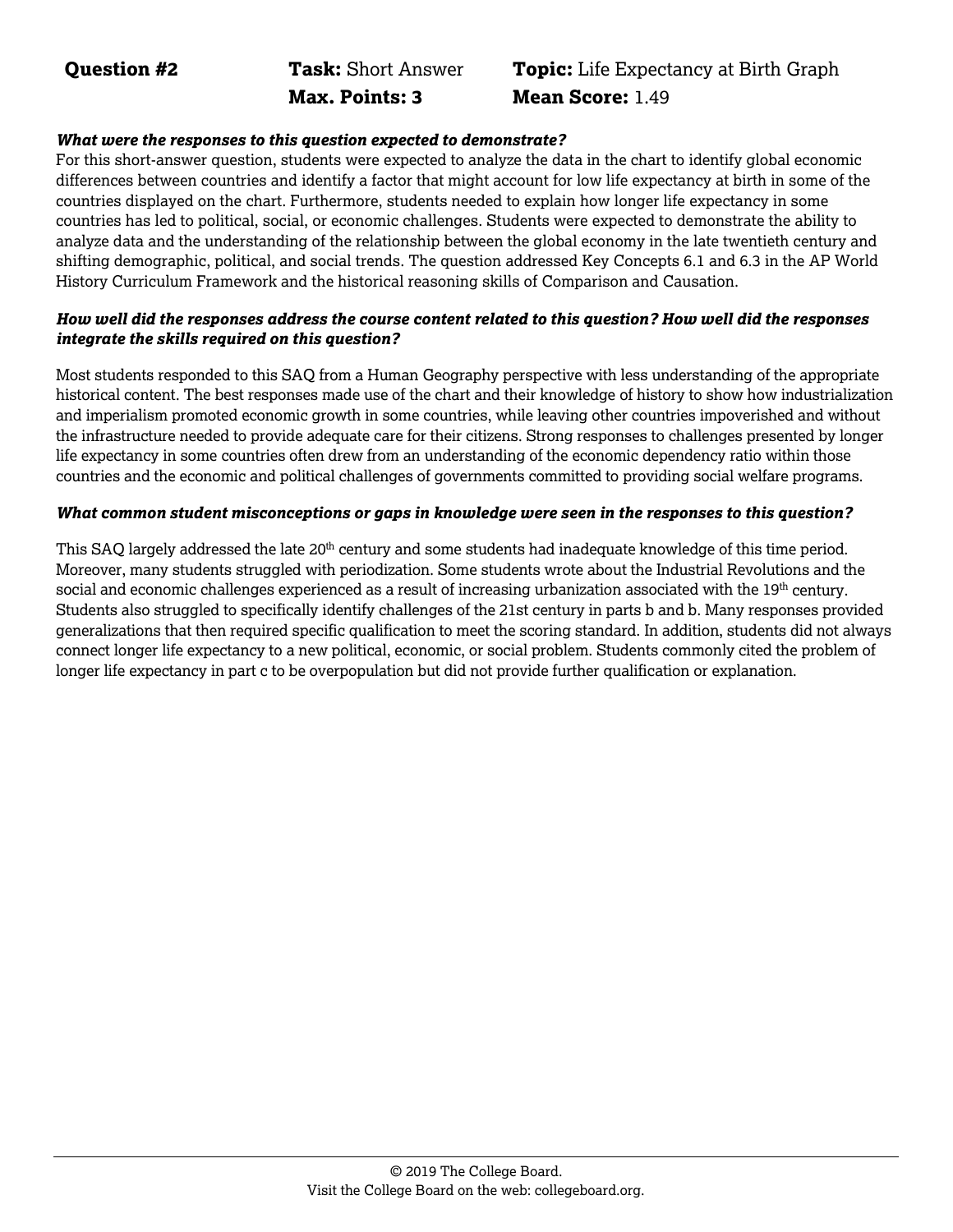**Question #2** **Task:** Short Answer **Topic:** Life Expectancy at Birth Graph
**Max. Points: 3** **Mean Score:** 1.49

***What were the responses to this question expected to demonstrate?***

For this short-answer question, students were expected to analyze the data in the chart to identify global economic differences between countries and identify a factor that might account for low life expectancy at birth in some of the countries displayed on the chart. Furthermore, students needed to explain how longer life expectancy in some countries has led to political, social, or economic challenges. Students were expected to demonstrate the ability to analyze data and the understanding of the relationship between the global economy in the late twentieth century and shifting demographic, political, and social trends. The question addressed Key Concepts 6.1 and 6.3 in the AP World History Curriculum Framework and the historical reasoning skills of Comparison and Causation.

***How well did the responses address the course content related to this question? How well did the responses integrate the skills required on this question?***

Most students responded to this SAQ from a Human Geography perspective with less understanding of the appropriate historical content. The best responses made use of the chart and their knowledge of history to show how industrialization and imperialism promoted economic growth in some countries, while leaving other countries impoverished and without the infrastructure needed to provide adequate care for their citizens. Strong responses to challenges presented by longer life expectancy in some countries often drew from an understanding of the economic dependency ratio within those countries and the economic and political challenges of governments committed to providing social welfare programs.

***What common student misconceptions or gaps in knowledge were seen in the responses to this question?***

This SAQ largely addressed the late 20th century and some students had inadequate knowledge of this time period. Moreover, many students struggled with periodization. Some students wrote about the Industrial Revolutions and the social and economic challenges experienced as a result of increasing urbanization associated with the 19th century. Students also struggled to specifically identify challenges of the 21st century in parts b and b. Many responses provided generalizations that then required specific qualification to meet the scoring standard. In addition, students did not always connect longer life expectancy to a new political, economic, or social problem. Students commonly cited the problem of longer life expectancy in part c to be overpopulation but did not provide further qualification or explanation.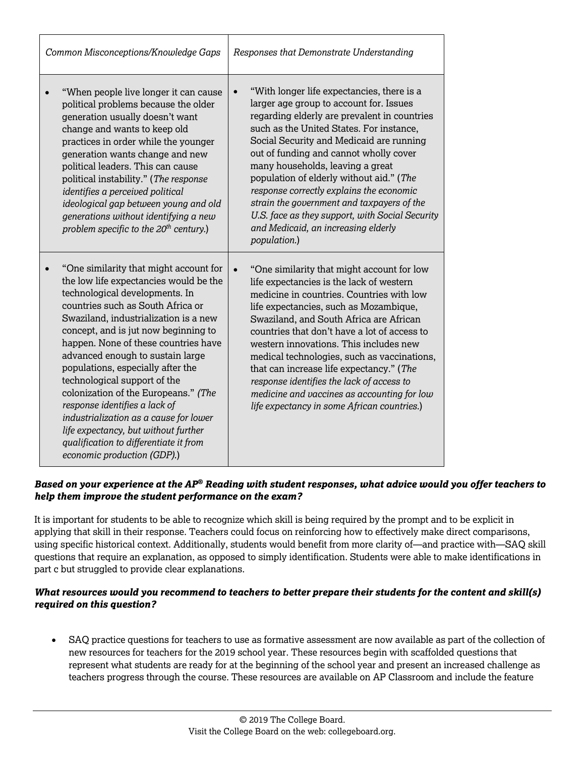| *Common Misconceptions/Knowledge Gaps* | *Responses that Demonstrate Understanding* |
| --- | --- |
| • "When people live longer it can cause political problems because the older generation usually doesn't want change and wants to keep old practices in order while the younger generation wants change and new political leaders. This can cause political instability." (*The response identifies a perceived political ideological gap between young and old generations without identifying a new problem specific to the 20th century.*) | • "With longer life expectancies, there is a larger age group to account for. Issues regarding elderly are prevalent in countries such as the United States. For instance, Social Security and Medicaid are running out of funding and cannot wholly cover many households, leaving a great population of elderly without aid." (*The response correctly explains the economic strain the government and taxpayers of the U.S. face as they support, with Social Security and Medicaid, an increasing elderly population.*) |
| • "One similarity that might account for the low life expectancies would be the technological developments. In countries such as South Africa or Swaziland, industrialization is a new concept, and is jut now beginning to happen. None of these countries have advanced enough to sustain large populations, especially after the technological support of the colonization of the Europeans." *(The response identifies a lack of industrialization as a cause for lower life expectancy, but without further qualification to differentiate it from economic production (GDP).*) | • "One similarity that might account for low life expectancies is the lack of western medicine in countries. Countries with low life expectancies, such as Mozambique, Swaziland, and South Africa are African countries that don't have a lot of access to western innovations. This includes new medical technologies, such as vaccinations, that can increase life expectancy." (*The response identifies the lack of access to medicine and vaccines as accounting for low life expectancy in some African countries.*) |

***Based on your experience at the AP® Reading with student responses, what advice would you offer teachers to help them improve the student performance on the exam?***

It is important for students to be able to recognize which skill is being required by the prompt and to be explicit in applying that skill in their response. Teachers could focus on reinforcing how to effectively make direct comparisons, using specific historical context. Additionally, students would benefit from more clarity of—and practice with—SAQ skill questions that require an explanation, as opposed to simply identification. Students were able to make identifications in part c but struggled to provide clear explanations.

***What resources would you recommend to teachers to better prepare their students for the content and skill(s) required on this question?***

- SAQ practice questions for teachers to use as formative assessment are now available as part of the collection of new resources for teachers for the 2019 school year. These resources begin with scaffolded questions that represent what students are ready for at the beginning of the school year and present an increased challenge as teachers progress through the course. These resources are available on AP Classroom and include the feature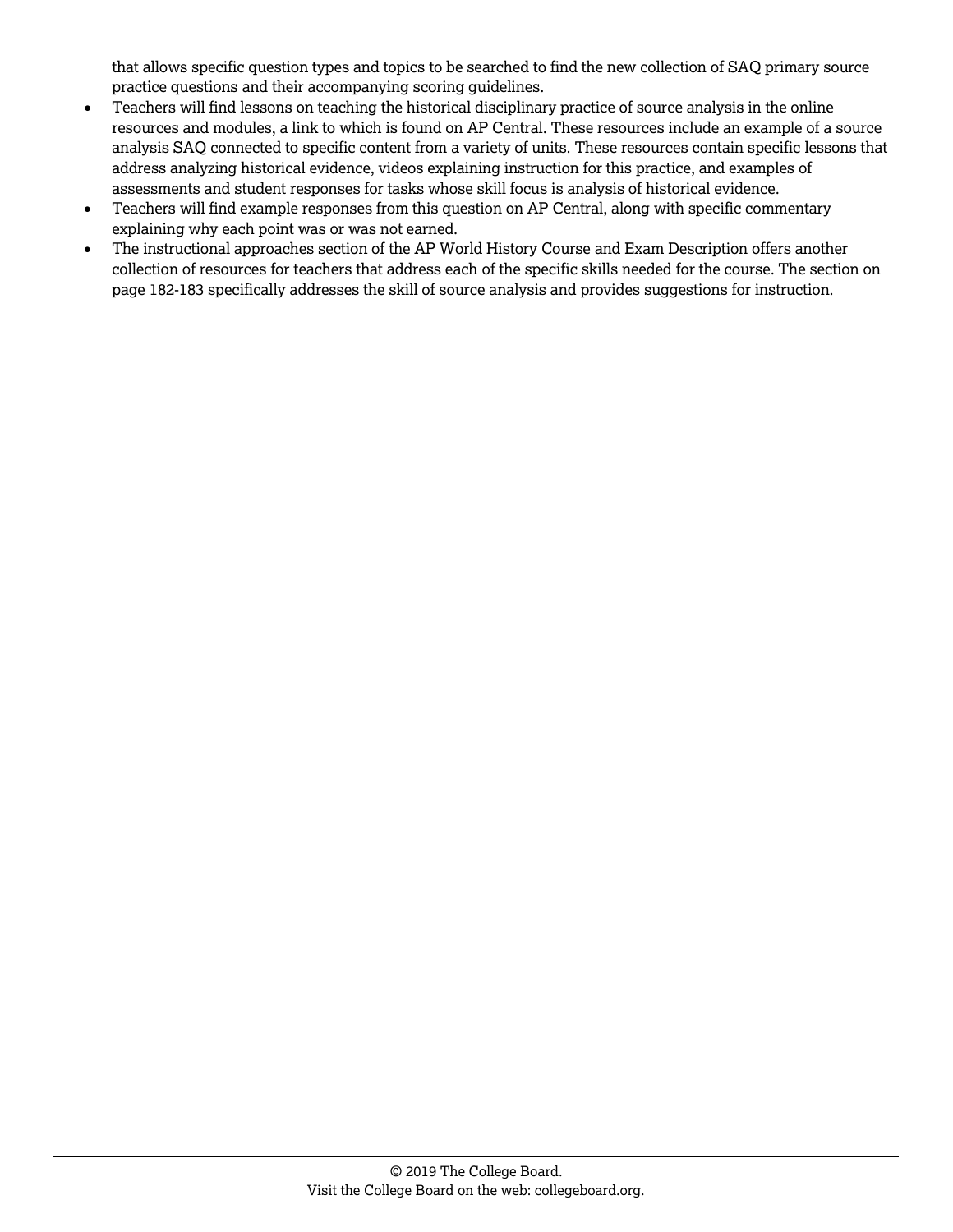that allows specific question types and topics to be searched to find the new collection of SAQ primary source practice questions and their accompanying scoring guidelines.

- Teachers will find lessons on teaching the historical disciplinary practice of source analysis in the online resources and modules, a link to which is found on AP Central. These resources include an example of a source analysis SAQ connected to specific content from a variety of units. These resources contain specific lessons that address analyzing historical evidence, videos explaining instruction for this practice, and examples of assessments and student responses for tasks whose skill focus is analysis of historical evidence.
- Teachers will find example responses from this question on AP Central, along with specific commentary explaining why each point was or was not earned.
- The instructional approaches section of the AP World History Course and Exam Description offers another collection of resources for teachers that address each of the specific skills needed for the course. The section on page 182-183 specifically addresses the skill of source analysis and provides suggestions for instruction.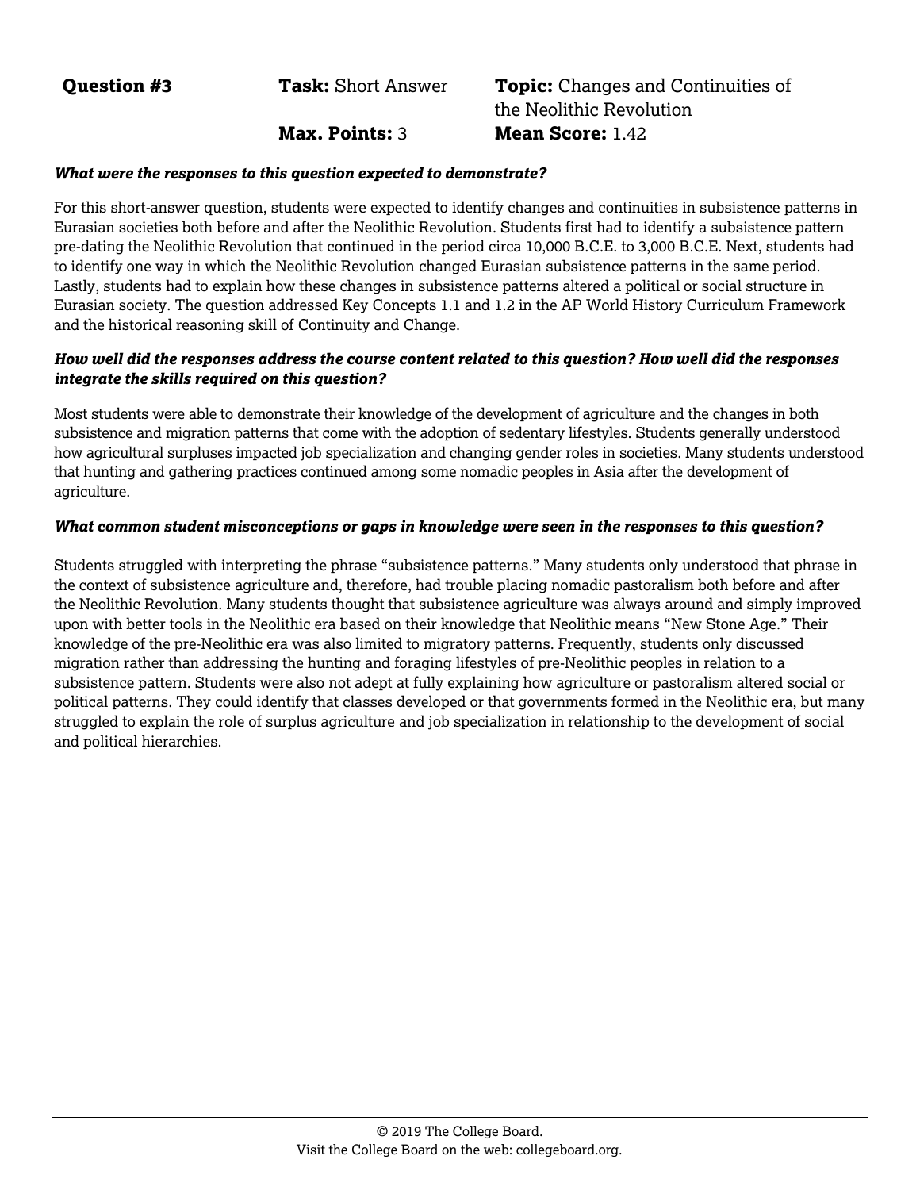**Question #3** **Task:** Short Answer **Topic:** Changes and Continuities of the Neolithic Revolution

**Max. Points:** 3 **Mean Score:** 1.42

***What were the responses to this question expected to demonstrate?***

For this short-answer question, students were expected to identify changes and continuities in subsistence patterns in Eurasian societies both before and after the Neolithic Revolution. Students first had to identify a subsistence pattern pre-dating the Neolithic Revolution that continued in the period circa 10,000 B.C.E. to 3,000 B.C.E. Next, students had to identify one way in which the Neolithic Revolution changed Eurasian subsistence patterns in the same period. Lastly, students had to explain how these changes in subsistence patterns altered a political or social structure in Eurasian society. The question addressed Key Concepts 1.1 and 1.2 in the AP World History Curriculum Framework and the historical reasoning skill of Continuity and Change.

***How well did the responses address the course content related to this question? How well did the responses integrate the skills required on this question?***

Most students were able to demonstrate their knowledge of the development of agriculture and the changes in both subsistence and migration patterns that come with the adoption of sedentary lifestyles. Students generally understood how agricultural surpluses impacted job specialization and changing gender roles in societies. Many students understood that hunting and gathering practices continued among some nomadic peoples in Asia after the development of agriculture.

***What common student misconceptions or gaps in knowledge were seen in the responses to this question?***

Students struggled with interpreting the phrase "subsistence patterns." Many students only understood that phrase in the context of subsistence agriculture and, therefore, had trouble placing nomadic pastoralism both before and after the Neolithic Revolution. Many students thought that subsistence agriculture was always around and simply improved upon with better tools in the Neolithic era based on their knowledge that Neolithic means "New Stone Age." Their knowledge of the pre-Neolithic era was also limited to migratory patterns. Frequently, students only discussed migration rather than addressing the hunting and foraging lifestyles of pre-Neolithic peoples in relation to a subsistence pattern. Students were also not adept at fully explaining how agriculture or pastoralism altered social or political patterns. They could identify that classes developed or that governments formed in the Neolithic era, but many struggled to explain the role of surplus agriculture and job specialization in relationship to the development of social and political hierarchies.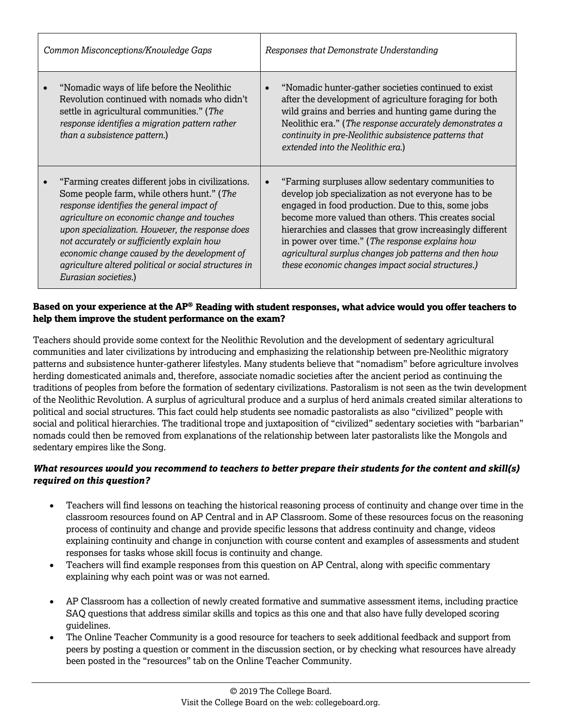| *Common Misconceptions/Knowledge Gaps* | *Responses that Demonstrate Understanding* |
|---|---|
| • "Nomadic ways of life before the Neolithic Revolution continued with nomads who didn't settle in agricultural communities." (*The response identifies a migration pattern rather than a subsistence pattern.*) | • "Nomadic hunter-gather societies continued to exist after the development of agriculture foraging for both wild grains and berries and hunting game during the Neolithic era." (*The response accurately demonstrates a continuity in pre-Neolithic subsistence patterns that extended into the Neolithic era.*) |
| • "Farming creates different jobs in civilizations. Some people farm, while others hunt." (*The response identifies the general impact of agriculture on economic change and touches upon specialization. However, the response does not accurately or sufficiently explain how economic change caused by the development of agriculture altered political or social structures in Eurasian societies.*) | • "Farming surpluses allow sedentary communities to develop job specialization as not everyone has to be engaged in food production. Due to this, some jobs become more valued than others. This creates social hierarchies and classes that grow increasingly different in power over time." (*The response explains how agricultural surplus changes job patterns and then how these economic changes impact social structures.*) |

**Based on your experience at the AP® Reading with student responses, what advice would you offer teachers to help them improve the student performance on the exam?**

Teachers should provide some context for the Neolithic Revolution and the development of sedentary agricultural communities and later civilizations by introducing and emphasizing the relationship between pre-Neolithic migratory patterns and subsistence hunter-gatherer lifestyles. Many students believe that "nomadism" before agriculture involves herding domesticated animals and, therefore, associate nomadic societies after the ancient period as continuing the traditions of peoples from before the formation of sedentary civilizations. Pastoralism is not seen as the twin development of the Neolithic Revolution. A surplus of agricultural produce and a surplus of herd animals created similar alterations to political and social structures. This fact could help students see nomadic pastoralists as also "civilized" people with social and political hierarchies. The traditional trope and juxtaposition of "civilized" sedentary societies with "barbarian" nomads could then be removed from explanations of the relationship between later pastoralists like the Mongols and sedentary empires like the Song.

***What resources would you recommend to teachers to better prepare their students for the content and skill(s) required on this question?***

- Teachers will find lessons on teaching the historical reasoning process of continuity and change over time in the classroom resources found on AP Central and in AP Classroom. Some of these resources focus on the reasoning process of continuity and change and provide specific lessons that address continuity and change, videos explaining continuity and change in conjunction with course content and examples of assessments and student responses for tasks whose skill focus is continuity and change.
- Teachers will find example responses from this question on AP Central, along with specific commentary explaining why each point was or was not earned.
- AP Classroom has a collection of newly created formative and summative assessment items, including practice SAQ questions that address similar skills and topics as this one and that also have fully developed scoring guidelines.
- The Online Teacher Community is a good resource for teachers to seek additional feedback and support from peers by posting a question or comment in the discussion section, or by checking what resources have already been posted in the "resources" tab on the Online Teacher Community.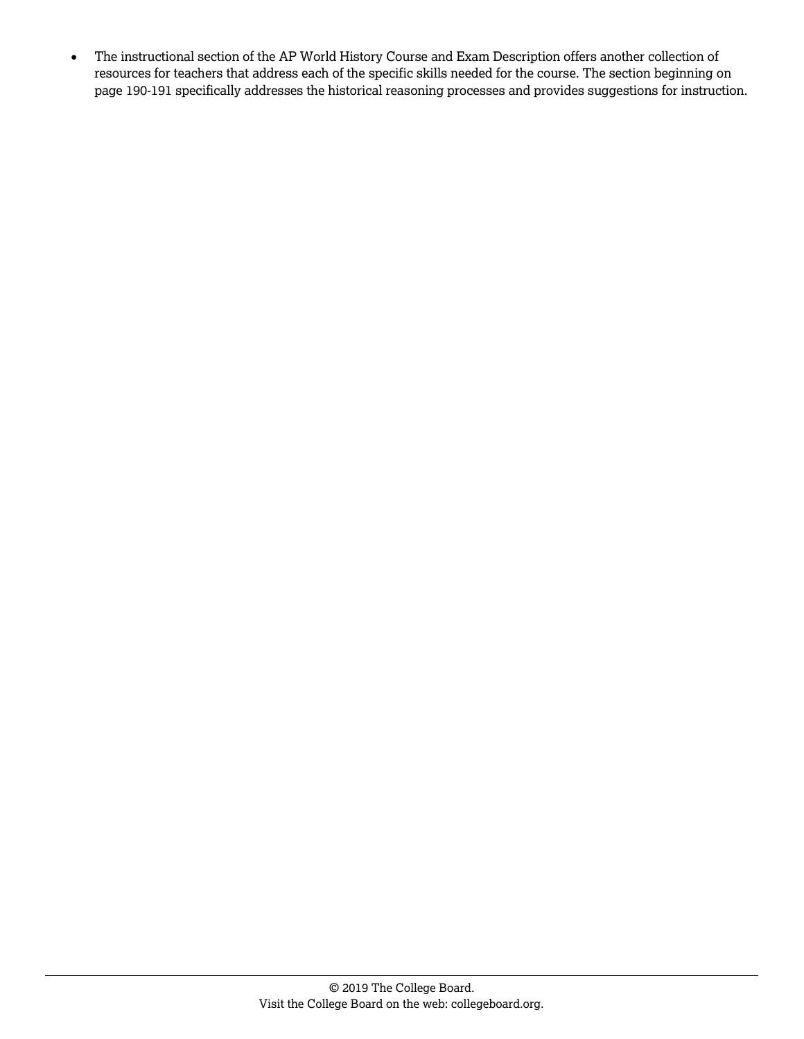- The instructional section of the AP World History Course and Exam Description offers another collection of resources for teachers that address each of the specific skills needed for the course. The section beginning on page 190-191 specifically addresses the historical reasoning processes and provides suggestions for instruction.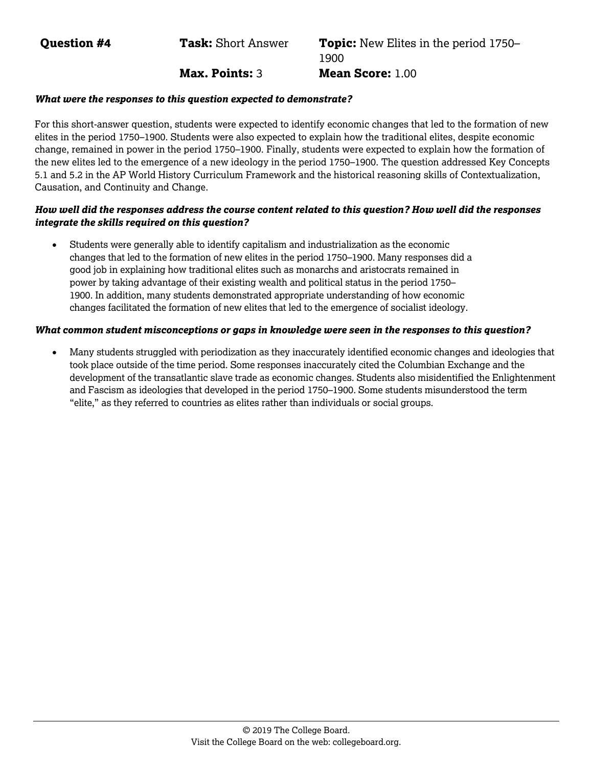**Question #4** **Task:** Short Answer **Topic:** New Elites in the period 1750–1900

**Max. Points:** 3 **Mean Score:** 1.00

***What were the responses to this question expected to demonstrate?***

For this short-answer question, students were expected to identify economic changes that led to the formation of new elites in the period 1750–1900. Students were also expected to explain how the traditional elites, despite economic change, remained in power in the period 1750–1900. Finally, students were expected to explain how the formation of the new elites led to the emergence of a new ideology in the period 1750–1900. The question addressed Key Concepts 5.1 and 5.2 in the AP World History Curriculum Framework and the historical reasoning skills of Contextualization, Causation, and Continuity and Change.

***How well did the responses address the course content related to this question? How well did the responses integrate the skills required on this question?***

- Students were generally able to identify capitalism and industrialization as the economic changes that led to the formation of new elites in the period 1750–1900. Many responses did a good job in explaining how traditional elites such as monarchs and aristocrats remained in power by taking advantage of their existing wealth and political status in the period 1750–1900. In addition, many students demonstrated appropriate understanding of how economic changes facilitated the formation of new elites that led to the emergence of socialist ideology.

***What common student misconceptions or gaps in knowledge were seen in the responses to this question?***

- Many students struggled with periodization as they inaccurately identified economic changes and ideologies that took place outside of the time period. Some responses inaccurately cited the Columbian Exchange and the development of the transatlantic slave trade as economic changes. Students also misidentified the Enlightenment and Fascism as ideologies that developed in the period 1750–1900. Some students misunderstood the term "elite," as they referred to countries as elites rather than individuals or social groups.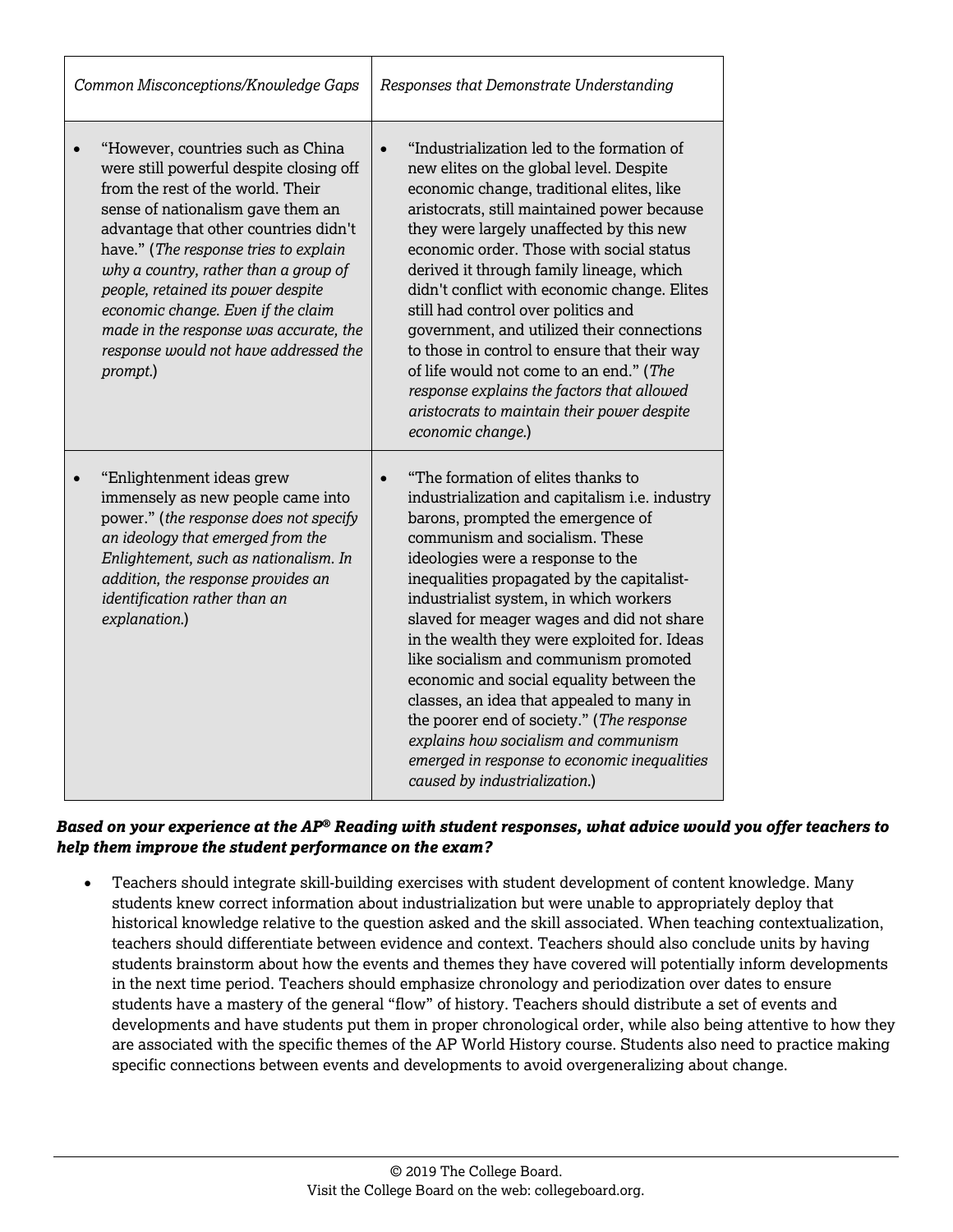| *Common Misconceptions/Knowledge Gaps* | *Responses that Demonstrate Understanding* |
|---|---|
| • "However, countries such as China were still powerful despite closing off from the rest of the world. Their sense of nationalism gave them an advantage that other countries didn't have." (*The response tries to explain why a country, rather than a group of people, retained its power despite economic change. Even if the claim made in the response was accurate, the response would not have addressed the prompt.*) | • "Industrialization led to the formation of new elites on the global level. Despite economic change, traditional elites, like aristocrats, still maintained power because they were largely unaffected by this new economic order. Those with social status derived it through family lineage, which didn't conflict with economic change. Elites still had control over politics and government, and utilized their connections to those in control to ensure that their way of life would not come to an end." (*The response explains the factors that allowed aristocrats to maintain their power despite economic change.*) |
| • "Enlightenment ideas grew immensely as new people came into power." (*the response does not specify an ideology that emerged from the Enlightement, such as nationalism. In addition, the response provides an identification rather than an explanation.*) | • "The formation of elites thanks to industrialization and capitalism i.e. industry barons, prompted the emergence of communism and socialism. These ideologies were a response to the inequalities propagated by the capitalist-industrialist system, in which workers slaved for meager wages and did not share in the wealth they were exploited for. Ideas like socialism and communism promoted economic and social equality between the classes, an idea that appealed to many in the poorer end of society." (*The response explains how socialism and communism emerged in response to economic inequalities caused by industrialization.*) |

***Based on your experience at the AP® Reading with student responses, what advice would you offer teachers to help them improve the student performance on the exam?***

- Teachers should integrate skill-building exercises with student development of content knowledge. Many students knew correct information about industrialization but were unable to appropriately deploy that historical knowledge relative to the question asked and the skill associated. When teaching contextualization, teachers should differentiate between evidence and context. Teachers should also conclude units by having students brainstorm about how the events and themes they have covered will potentially inform developments in the next time period. Teachers should emphasize chronology and periodization over dates to ensure students have a mastery of the general "flow" of history. Teachers should distribute a set of events and developments and have students put them in proper chronological order, while also being attentive to how they are associated with the specific themes of the AP World History course. Students also need to practice making specific connections between events and developments to avoid overgeneralizing about change.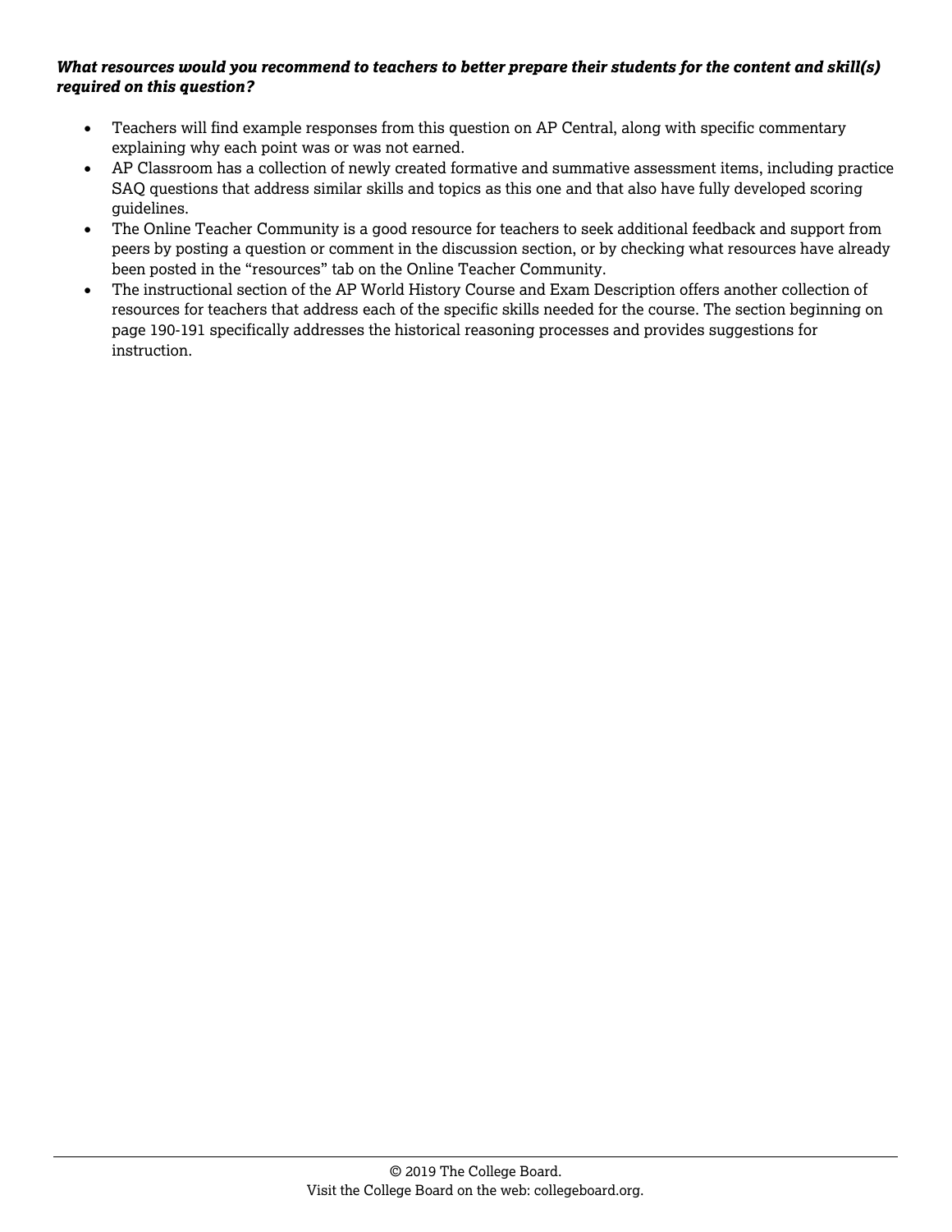***What resources would you recommend to teachers to better prepare their students for the content and skill(s) required on this question?***

- Teachers will find example responses from this question on AP Central, along with specific commentary explaining why each point was or was not earned.
- AP Classroom has a collection of newly created formative and summative assessment items, including practice SAQ questions that address similar skills and topics as this one and that also have fully developed scoring guidelines.
- The Online Teacher Community is a good resource for teachers to seek additional feedback and support from peers by posting a question or comment in the discussion section, or by checking what resources have already been posted in the "resources" tab on the Online Teacher Community.
- The instructional section of the AP World History Course and Exam Description offers another collection of resources for teachers that address each of the specific skills needed for the course. The section beginning on page 190-191 specifically addresses the historical reasoning processes and provides suggestions for instruction.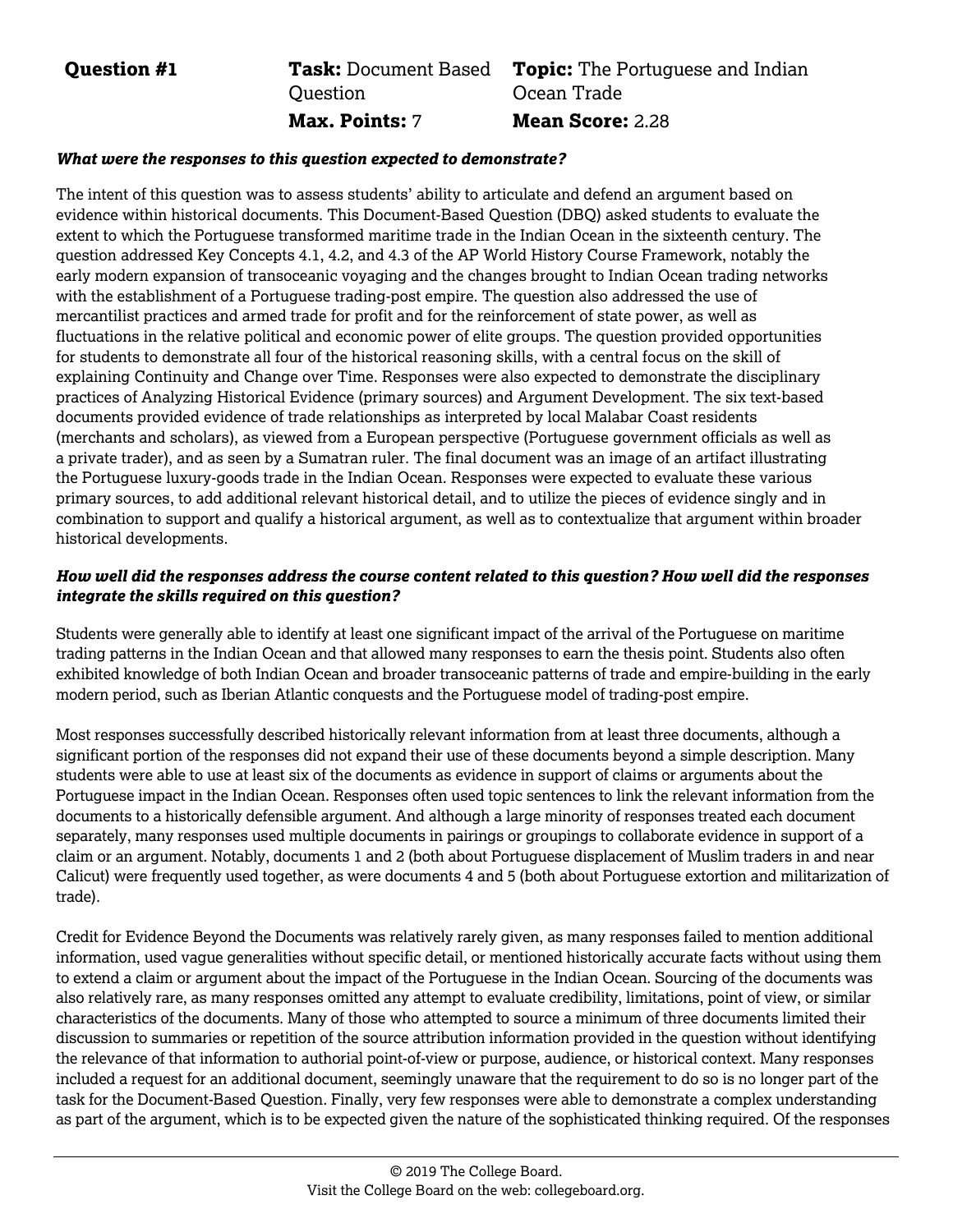| **Question #1** | **Task:** Document Based Question | **Topic:** The Portuguese and Indian Ocean Trade |
| --- | --- | --- |
| | **Max. Points:** 7 | **Mean Score:** 2.28 |

***What were the responses to this question expected to demonstrate?***

The intent of this question was to assess students' ability to articulate and defend an argument based on evidence within historical documents. This Document-Based Question (DBQ) asked students to evaluate the extent to which the Portuguese transformed maritime trade in the Indian Ocean in the sixteenth century. The question addressed Key Concepts 4.1, 4.2, and 4.3 of the AP World History Course Framework, notably the early modern expansion of transoceanic voyaging and the changes brought to Indian Ocean trading networks with the establishment of a Portuguese trading-post empire. The question also addressed the use of mercantilist practices and armed trade for profit and for the reinforcement of state power, as well as fluctuations in the relative political and economic power of elite groups. The question provided opportunities for students to demonstrate all four of the historical reasoning skills, with a central focus on the skill of explaining Continuity and Change over Time. Responses were also expected to demonstrate the disciplinary practices of Analyzing Historical Evidence (primary sources) and Argument Development. The six text-based documents provided evidence of trade relationships as interpreted by local Malabar Coast residents (merchants and scholars), as viewed from a European perspective (Portuguese government officials as well as a private trader), and as seen by a Sumatran ruler. The final document was an image of an artifact illustrating the Portuguese luxury-goods trade in the Indian Ocean. Responses were expected to evaluate these various primary sources, to add additional relevant historical detail, and to utilize the pieces of evidence singly and in combination to support and qualify a historical argument, as well as to contextualize that argument within broader historical developments.

***How well did the responses address the course content related to this question? How well did the responses integrate the skills required on this question?***

Students were generally able to identify at least one significant impact of the arrival of the Portuguese on maritime trading patterns in the Indian Ocean and that allowed many responses to earn the thesis point. Students also often exhibited knowledge of both Indian Ocean and broader transoceanic patterns of trade and empire-building in the early modern period, such as Iberian Atlantic conquests and the Portuguese model of trading-post empire.

Most responses successfully described historically relevant information from at least three documents, although a significant portion of the responses did not expand their use of these documents beyond a simple description. Many students were able to use at least six of the documents as evidence in support of claims or arguments about the Portuguese impact in the Indian Ocean. Responses often used topic sentences to link the relevant information from the documents to a historically defensible argument. And although a large minority of responses treated each document separately, many responses used multiple documents in pairings or groupings to collaborate evidence in support of a claim or an argument. Notably, documents 1 and 2 (both about Portuguese displacement of Muslim traders in and near Calicut) were frequently used together, as were documents 4 and 5 (both about Portuguese extortion and militarization of trade).

Credit for Evidence Beyond the Documents was relatively rarely given, as many responses failed to mention additional information, used vague generalities without specific detail, or mentioned historically accurate facts without using them to extend a claim or argument about the impact of the Portuguese in the Indian Ocean. Sourcing of the documents was also relatively rare, as many responses omitted any attempt to evaluate credibility, limitations, point of view, or similar characteristics of the documents. Many of those who attempted to source a minimum of three documents limited their discussion to summaries or repetition of the source attribution information provided in the question without identifying the relevance of that information to authorial point-of-view or purpose, audience, or historical context. Many responses included a request for an additional document, seemingly unaware that the requirement to do so is no longer part of the task for the Document-Based Question. Finally, very few responses were able to demonstrate a complex understanding as part of the argument, which is to be expected given the nature of the sophisticated thinking required. Of the responses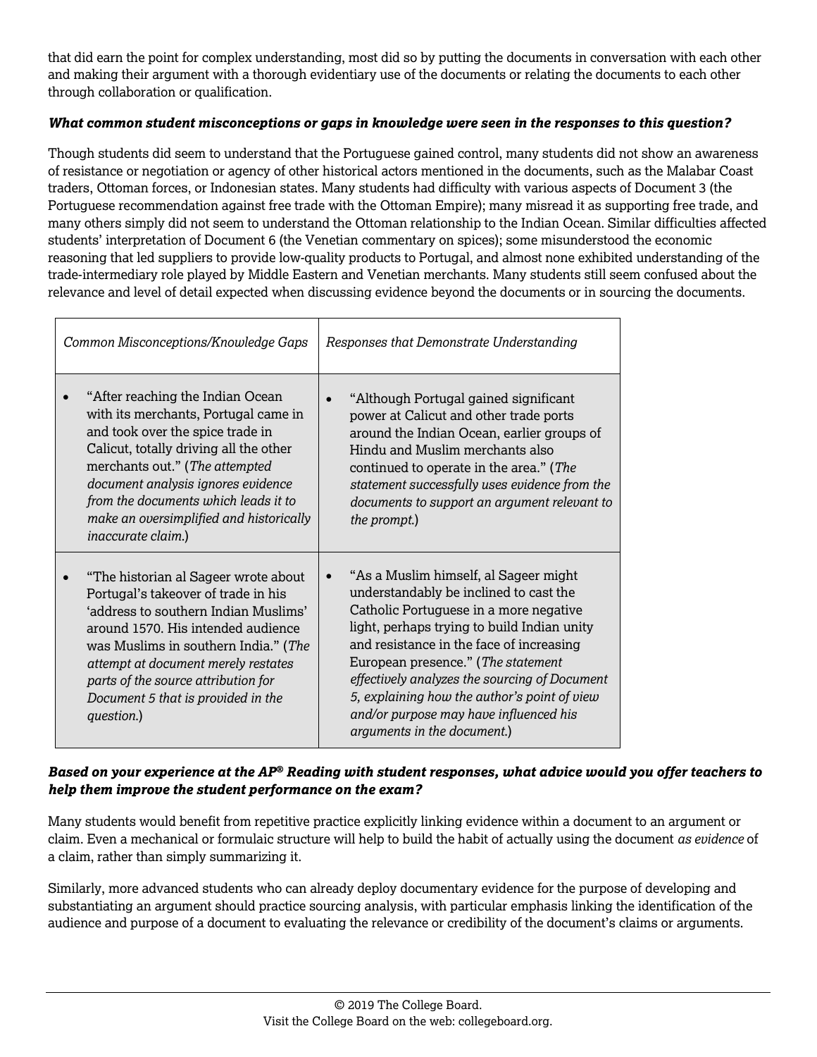that did earn the point for complex understanding, most did so by putting the documents in conversation with each other and making their argument with a thorough evidentiary use of the documents or relating the documents to each other through collaboration or qualification.

***What common student misconceptions or gaps in knowledge were seen in the responses to this question?***

Though students did seem to understand that the Portuguese gained control, many students did not show an awareness of resistance or negotiation or agency of other historical actors mentioned in the documents, such as the Malabar Coast traders, Ottoman forces, or Indonesian states. Many students had difficulty with various aspects of Document 3 (the Portuguese recommendation against free trade with the Ottoman Empire); many misread it as supporting free trade, and many others simply did not seem to understand the Ottoman relationship to the Indian Ocean. Similar difficulties affected students' interpretation of Document 6 (the Venetian commentary on spices); some misunderstood the economic reasoning that led suppliers to provide low-quality products to Portugal, and almost none exhibited understanding of the trade-intermediary role played by Middle Eastern and Venetian merchants. Many students still seem confused about the relevance and level of detail expected when discussing evidence beyond the documents or in sourcing the documents.

| *Common Misconceptions/Knowledge Gaps* | *Responses that Demonstrate Understanding* |
|---|---|
| • "After reaching the Indian Ocean with its merchants, Portugal came in and took over the spice trade in Calicut, totally driving all the other merchants out." (*The attempted document analysis ignores evidence from the documents which leads it to make an oversimplified and historically inaccurate claim.*) | • "Although Portugal gained significant power at Calicut and other trade ports around the Indian Ocean, earlier groups of Hindu and Muslim merchants also continued to operate in the area." (*The statement successfully uses evidence from the documents to support an argument relevant to the prompt.*) |
| • "The historian al Sageer wrote about Portugal's takeover of trade in his 'address to southern Indian Muslims' around 1570. His intended audience was Muslims in southern India." (*The attempt at document merely restates parts of the source attribution for Document 5 that is provided in the question.*) | • "As a Muslim himself, al Sageer might understandably be inclined to cast the Catholic Portuguese in a more negative light, perhaps trying to build Indian unity and resistance in the face of increasing European presence." (*The statement effectively analyzes the sourcing of Document 5, explaining how the author's point of view and/or purpose may have influenced his arguments in the document.*) |

***Based on your experience at the AP® Reading with student responses, what advice would you offer teachers to help them improve the student performance on the exam?***

Many students would benefit from repetitive practice explicitly linking evidence within a document to an argument or claim. Even a mechanical or formulaic structure will help to build the habit of actually using the document *as evidence* of a claim, rather than simply summarizing it.

Similarly, more advanced students who can already deploy documentary evidence for the purpose of developing and substantiating an argument should practice sourcing analysis, with particular emphasis linking the identification of the audience and purpose of a document to evaluating the relevance or credibility of the document's claims or arguments.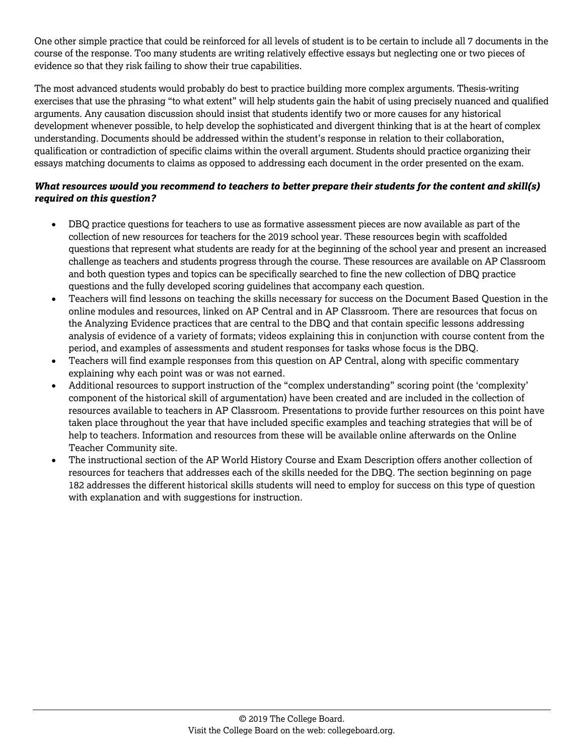One other simple practice that could be reinforced for all levels of student is to be certain to include all 7 documents in the course of the response. Too many students are writing relatively effective essays but neglecting one or two pieces of evidence so that they risk failing to show their true capabilities.

The most advanced students would probably do best to practice building more complex arguments. Thesis-writing exercises that use the phrasing "to what extent" will help students gain the habit of using precisely nuanced and qualified arguments. Any causation discussion should insist that students identify two or more causes for any historical development whenever possible, to help develop the sophisticated and divergent thinking that is at the heart of complex understanding. Documents should be addressed within the student's response in relation to their collaboration, qualification or contradiction of specific claims within the overall argument. Students should practice organizing their essays matching documents to claims as opposed to addressing each document in the order presented on the exam.

***What resources would you recommend to teachers to better prepare their students for the content and skill(s) required on this question?***

- DBQ practice questions for teachers to use as formative assessment pieces are now available as part of the collection of new resources for teachers for the 2019 school year. These resources begin with scaffolded questions that represent what students are ready for at the beginning of the school year and present an increased challenge as teachers and students progress through the course. These resources are available on AP Classroom and both question types and topics can be specifically searched to fine the new collection of DBQ practice questions and the fully developed scoring guidelines that accompany each question.
- Teachers will find lessons on teaching the skills necessary for success on the Document Based Question in the online modules and resources, linked on AP Central and in AP Classroom. There are resources that focus on the Analyzing Evidence practices that are central to the DBQ and that contain specific lessons addressing analysis of evidence of a variety of formats; videos explaining this in conjunction with course content from the period, and examples of assessments and student responses for tasks whose focus is the DBQ.
- Teachers will find example responses from this question on AP Central, along with specific commentary explaining why each point was or was not earned.
- Additional resources to support instruction of the "complex understanding" scoring point (the 'complexity' component of the historical skill of argumentation) have been created and are included in the collection of resources available to teachers in AP Classroom. Presentations to provide further resources on this point have taken place throughout the year that have included specific examples and teaching strategies that will be of help to teachers. Information and resources from these will be available online afterwards on the Online Teacher Community site.
- The instructional section of the AP World History Course and Exam Description offers another collection of resources for teachers that addresses each of the skills needed for the DBQ. The section beginning on page 182 addresses the different historical skills students will need to employ for success on this type of question with explanation and with suggestions for instruction.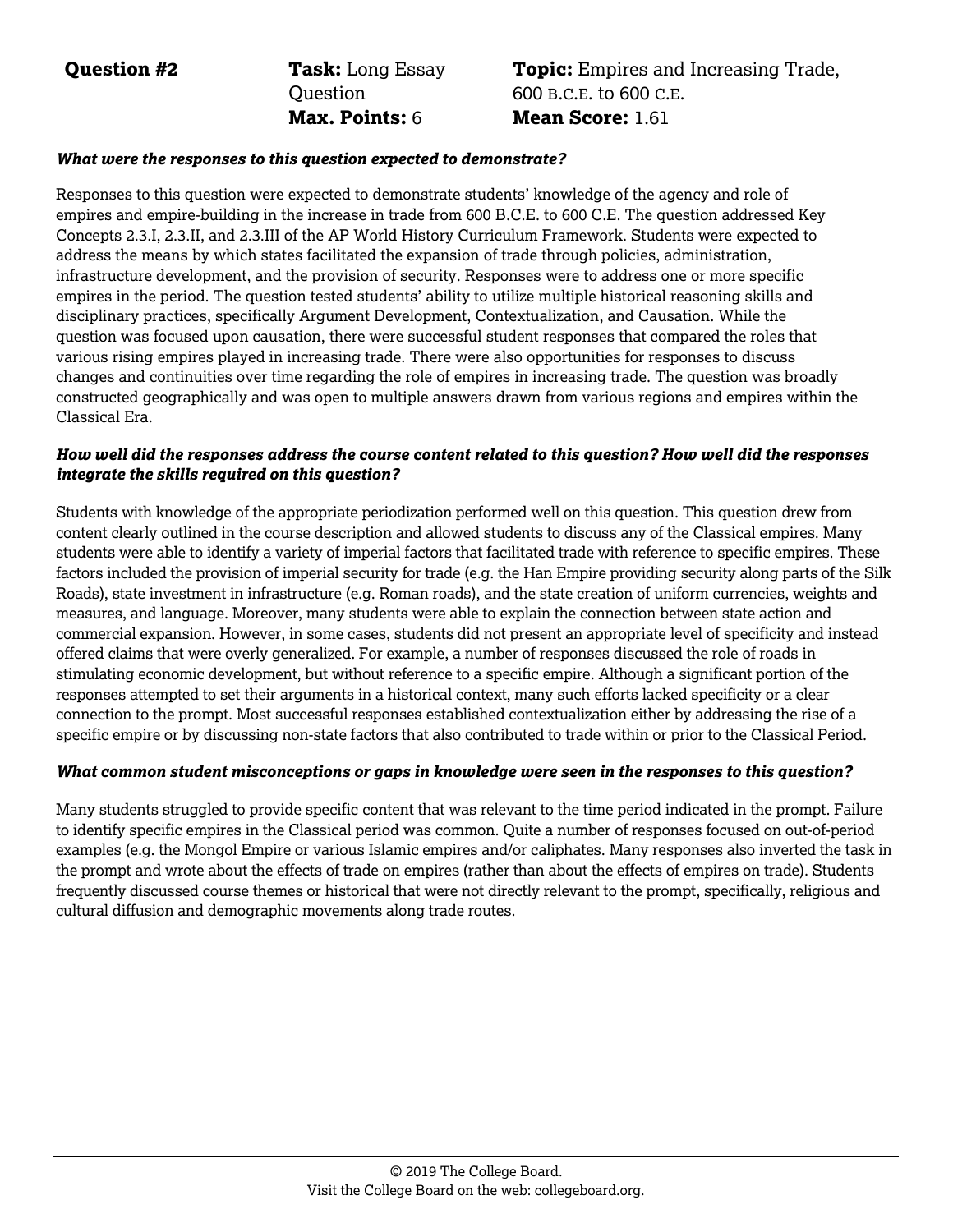**Question #2** **Task:** Long Essay Question **Max. Points:** 6 **Topic:** Empires and Increasing Trade, 600 B.C.E. to 600 C.E. **Mean Score:** 1.61

***What were the responses to this question expected to demonstrate?***

Responses to this question were expected to demonstrate students' knowledge of the agency and role of empires and empire-building in the increase in trade from 600 B.C.E. to 600 C.E. The question addressed Key Concepts 2.3.I, 2.3.II, and 2.3.III of the AP World History Curriculum Framework. Students were expected to address the means by which states facilitated the expansion of trade through policies, administration, infrastructure development, and the provision of security. Responses were to address one or more specific empires in the period. The question tested students' ability to utilize multiple historical reasoning skills and disciplinary practices, specifically Argument Development, Contextualization, and Causation. While the question was focused upon causation, there were successful student responses that compared the roles that various rising empires played in increasing trade. There were also opportunities for responses to discuss changes and continuities over time regarding the role of empires in increasing trade. The question was broadly constructed geographically and was open to multiple answers drawn from various regions and empires within the Classical Era.

***How well did the responses address the course content related to this question? How well did the responses integrate the skills required on this question?***

Students with knowledge of the appropriate periodization performed well on this question. This question drew from content clearly outlined in the course description and allowed students to discuss any of the Classical empires. Many students were able to identify a variety of imperial factors that facilitated trade with reference to specific empires. These factors included the provision of imperial security for trade (e.g. the Han Empire providing security along parts of the Silk Roads), state investment in infrastructure (e.g. Roman roads), and the state creation of uniform currencies, weights and measures, and language. Moreover, many students were able to explain the connection between state action and commercial expansion. However, in some cases, students did not present an appropriate level of specificity and instead offered claims that were overly generalized. For example, a number of responses discussed the role of roads in stimulating economic development, but without reference to a specific empire. Although a significant portion of the responses attempted to set their arguments in a historical context, many such efforts lacked specificity or a clear connection to the prompt. Most successful responses established contextualization either by addressing the rise of a specific empire or by discussing non-state factors that also contributed to trade within or prior to the Classical Period.

***What common student misconceptions or gaps in knowledge were seen in the responses to this question?***

Many students struggled to provide specific content that was relevant to the time period indicated in the prompt. Failure to identify specific empires in the Classical period was common. Quite a number of responses focused on out-of-period examples (e.g. the Mongol Empire or various Islamic empires and/or caliphates. Many responses also inverted the task in the prompt and wrote about the effects of trade on empires (rather than about the effects of empires on trade). Students frequently discussed course themes or historical that were not directly relevant to the prompt, specifically, religious and cultural diffusion and demographic movements along trade routes.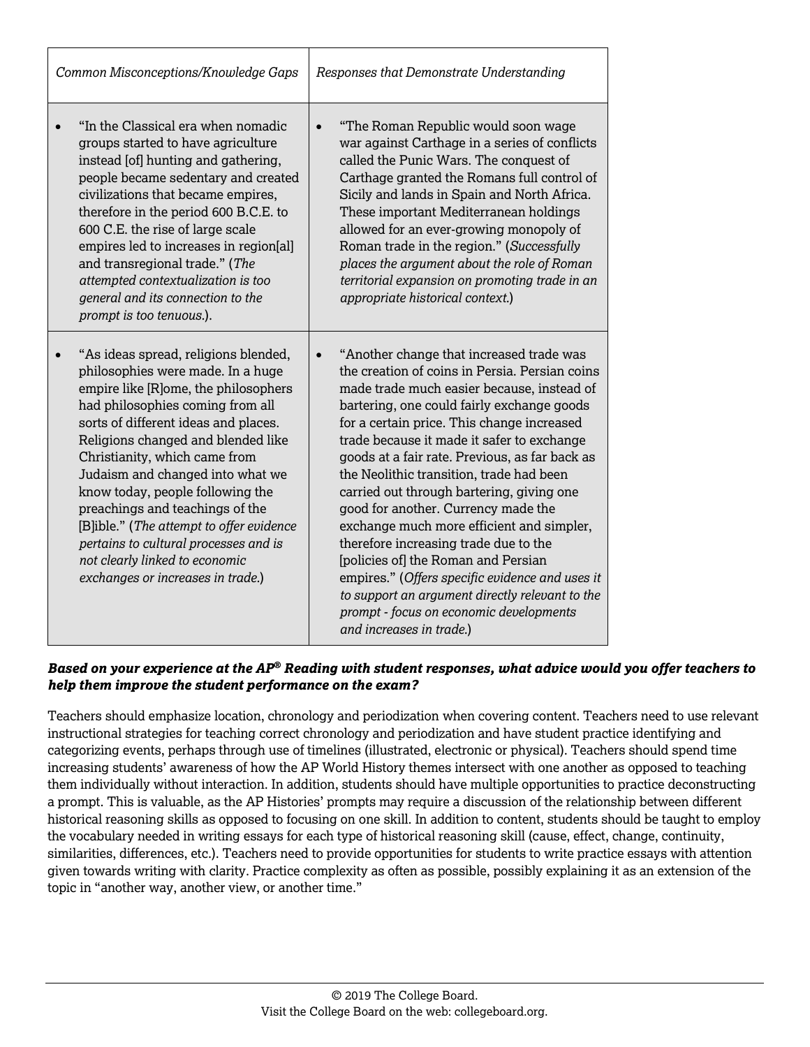| *Common Misconceptions/Knowledge Gaps* | *Responses that Demonstrate Understanding* |
|---|---|
| • "In the Classical era when nomadic groups started to have agriculture instead [of] hunting and gathering, people became sedentary and created civilizations that became empires, therefore in the period 600 B.C.E. to 600 C.E. the rise of large scale empires led to increases in region[al] and transregional trade." (*The attempted contextualization is too general and its connection to the prompt is too tenuous.*). | • "The Roman Republic would soon wage war against Carthage in a series of conflicts called the Punic Wars. The conquest of Carthage granted the Romans full control of Sicily and lands in Spain and North Africa. These important Mediterranean holdings allowed for an ever-growing monopoly of Roman trade in the region." (*Successfully places the argument about the role of Roman territorial expansion on promoting trade in an appropriate historical context.*) |
| • "As ideas spread, religions blended, philosophies were made. In a huge empire like [R]ome, the philosophers had philosophies coming from all sorts of different ideas and places. Religions changed and blended like Christianity, which came from Judaism and changed into what we know today, people following the preachings and teachings of the [B]ible." (*The attempt to offer evidence pertains to cultural processes and is not clearly linked to economic exchanges or increases in trade.*) | • "Another change that increased trade was the creation of coins in Persia. Persian coins made trade much easier because, instead of bartering, one could fairly exchange goods for a certain price. This change increased trade because it made it safer to exchange goods at a fair rate. Previous, as far back as the Neolithic transition, trade had been carried out through bartering, giving one good for another. Currency made the exchange much more efficient and simpler, therefore increasing trade due to the [policies of] the Roman and Persian empires." (*Offers specific evidence and uses it to support an argument directly relevant to the prompt - focus on economic developments and increases in trade.*) |

***Based on your experience at the AP® Reading with student responses, what advice would you offer teachers to help them improve the student performance on the exam?***

Teachers should emphasize location, chronology and periodization when covering content. Teachers need to use relevant instructional strategies for teaching correct chronology and periodization and have student practice identifying and categorizing events, perhaps through use of timelines (illustrated, electronic or physical). Teachers should spend time increasing students' awareness of how the AP World History themes intersect with one another as opposed to teaching them individually without interaction. In addition, students should have multiple opportunities to practice deconstructing a prompt. This is valuable, as the AP Histories' prompts may require a discussion of the relationship between different historical reasoning skills as opposed to focusing on one skill. In addition to content, students should be taught to employ the vocabulary needed in writing essays for each type of historical reasoning skill (cause, effect, change, continuity, similarities, differences, etc.). Teachers need to provide opportunities for students to write practice essays with attention given towards writing with clarity. Practice complexity as often as possible, possibly explaining it as an extension of the topic in "another way, another view, or another time."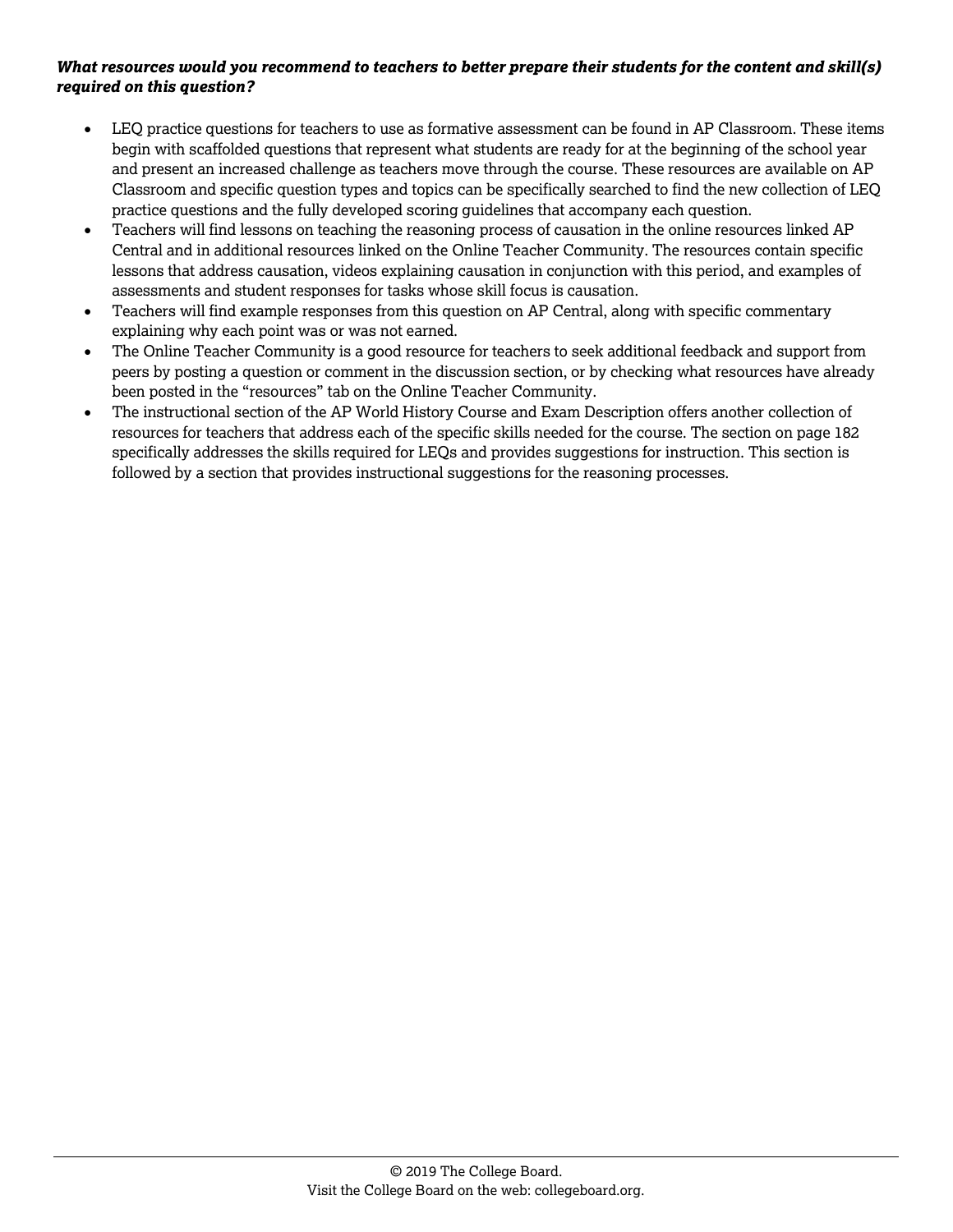***What resources would you recommend to teachers to better prepare their students for the content and skill(s) required on this question?***

- LEQ practice questions for teachers to use as formative assessment can be found in AP Classroom. These items begin with scaffolded questions that represent what students are ready for at the beginning of the school year and present an increased challenge as teachers move through the course. These resources are available on AP Classroom and specific question types and topics can be specifically searched to find the new collection of LEQ practice questions and the fully developed scoring guidelines that accompany each question.
- Teachers will find lessons on teaching the reasoning process of causation in the online resources linked AP Central and in additional resources linked on the Online Teacher Community. The resources contain specific lessons that address causation, videos explaining causation in conjunction with this period, and examples of assessments and student responses for tasks whose skill focus is causation.
- Teachers will find example responses from this question on AP Central, along with specific commentary explaining why each point was or was not earned.
- The Online Teacher Community is a good resource for teachers to seek additional feedback and support from peers by posting a question or comment in the discussion section, or by checking what resources have already been posted in the "resources" tab on the Online Teacher Community.
- The instructional section of the AP World History Course and Exam Description offers another collection of resources for teachers that address each of the specific skills needed for the course. The section on page 182 specifically addresses the skills required for LEQs and provides suggestions for instruction. This section is followed by a section that provides instructional suggestions for the reasoning processes.

© 2019 The College Board.
Visit the College Board on the web: collegeboard.org.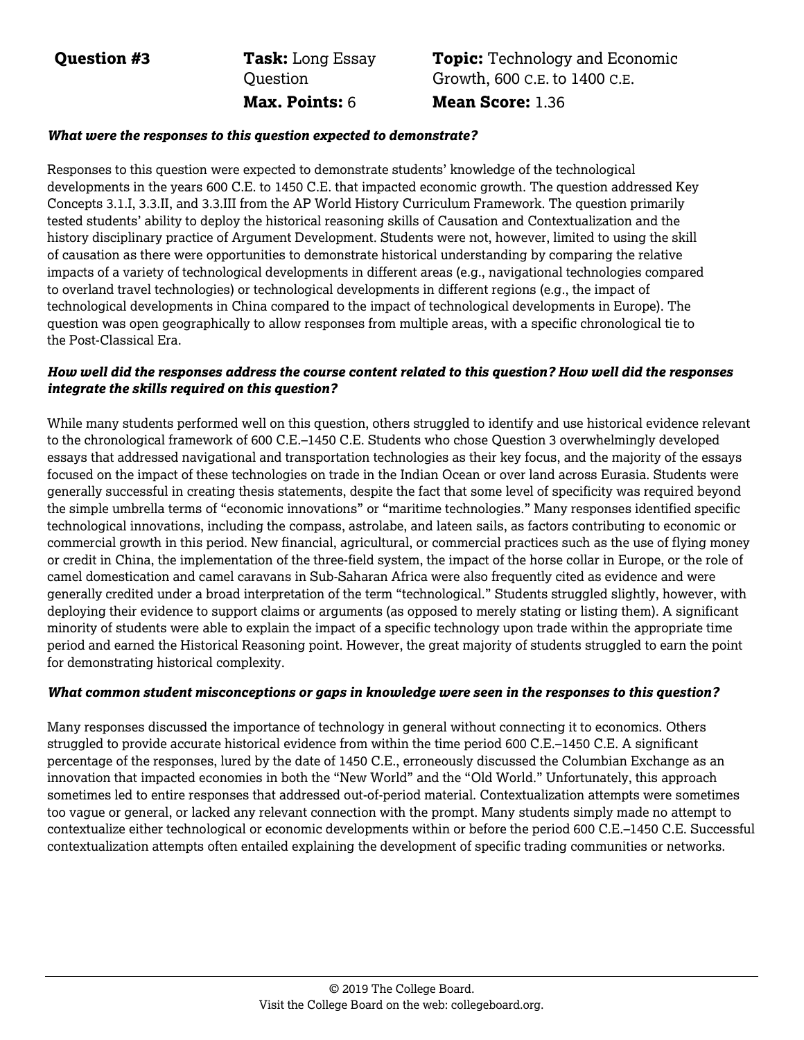**Question #3** | **Task:** Long Essay Question | **Max. Points:** 6 | **Topic:** Technology and Economic Growth, 600 C.E. to 1400 C.E. | **Mean Score:** 1.36

***What were the responses to this question expected to demonstrate?***

Responses to this question were expected to demonstrate students' knowledge of the technological developments in the years 600 C.E. to 1450 C.E. that impacted economic growth. The question addressed Key Concepts 3.1.I, 3.3.II, and 3.3.III from the AP World History Curriculum Framework. The question primarily tested students' ability to deploy the historical reasoning skills of Causation and Contextualization and the history disciplinary practice of Argument Development. Students were not, however, limited to using the skill of causation as there were opportunities to demonstrate historical understanding by comparing the relative impacts of a variety of technological developments in different areas (e.g., navigational technologies compared to overland travel technologies) or technological developments in different regions (e.g., the impact of technological developments in China compared to the impact of technological developments in Europe). The question was open geographically to allow responses from multiple areas, with a specific chronological tie to the Post-Classical Era.

***How well did the responses address the course content related to this question? How well did the responses integrate the skills required on this question?***

While many students performed well on this question, others struggled to identify and use historical evidence relevant to the chronological framework of 600 C.E.–1450 C.E. Students who chose Question 3 overwhelmingly developed essays that addressed navigational and transportation technologies as their key focus, and the majority of the essays focused on the impact of these technologies on trade in the Indian Ocean or over land across Eurasia. Students were generally successful in creating thesis statements, despite the fact that some level of specificity was required beyond the simple umbrella terms of "economic innovations" or "maritime technologies." Many responses identified specific technological innovations, including the compass, astrolabe, and lateen sails, as factors contributing to economic or commercial growth in this period. New financial, agricultural, or commercial practices such as the use of flying money or credit in China, the implementation of the three-field system, the impact of the horse collar in Europe, or the role of camel domestication and camel caravans in Sub-Saharan Africa were also frequently cited as evidence and were generally credited under a broad interpretation of the term "technological." Students struggled slightly, however, with deploying their evidence to support claims or arguments (as opposed to merely stating or listing them). A significant minority of students were able to explain the impact of a specific technology upon trade within the appropriate time period and earned the Historical Reasoning point. However, the great majority of students struggled to earn the point for demonstrating historical complexity.

***What common student misconceptions or gaps in knowledge were seen in the responses to this question?***

Many responses discussed the importance of technology in general without connecting it to economics. Others struggled to provide accurate historical evidence from within the time period 600 C.E.–1450 C.E. A significant percentage of the responses, lured by the date of 1450 C.E., erroneously discussed the Columbian Exchange as an innovation that impacted economies in both the "New World" and the "Old World." Unfortunately, this approach sometimes led to entire responses that addressed out-of-period material. Contextualization attempts were sometimes too vague or general, or lacked any relevant connection with the prompt. Many students simply made no attempt to contextualize either technological or economic developments within or before the period 600 C.E.–1450 C.E. Successful contextualization attempts often entailed explaining the development of specific trading communities or networks.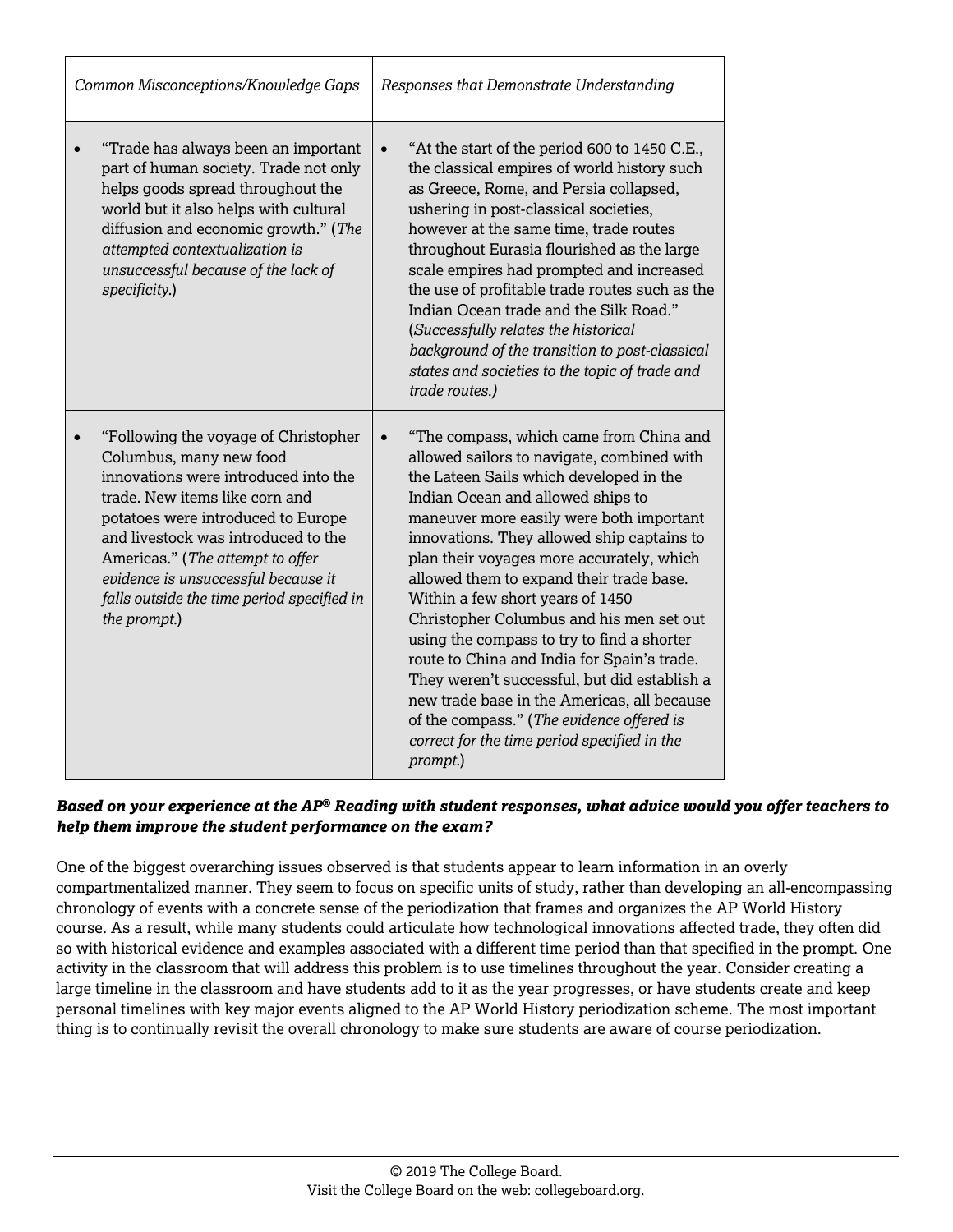| *Common Misconceptions/Knowledge Gaps* | *Responses that Demonstrate Understanding* |
|---|---|
| • "Trade has always been an important part of human society. Trade not only helps goods spread throughout the world but it also helps with cultural diffusion and economic growth." (*The attempted contextualization is unsuccessful because of the lack of specificity.*) | • "At the start of the period 600 to 1450 C.E., the classical empires of world history such as Greece, Rome, and Persia collapsed, ushering in post-classical societies, however at the same time, trade routes throughout Eurasia flourished as the large scale empires had prompted and increased the use of profitable trade routes such as the Indian Ocean trade and the Silk Road." (*Successfully relates the historical background of the transition to post-classical states and societies to the topic of trade and trade routes.)* |
| • "Following the voyage of Christopher Columbus, many new food innovations were introduced into the trade. New items like corn and potatoes were introduced to Europe and livestock was introduced to the Americas." (*The attempt to offer evidence is unsuccessful because it falls outside the time period specified in the prompt.*) | • "The compass, which came from China and allowed sailors to navigate, combined with the Lateen Sails which developed in the Indian Ocean and allowed ships to maneuver more easily were both important innovations. They allowed ship captains to plan their voyages more accurately, which allowed them to expand their trade base. Within a few short years of 1450 Christopher Columbus and his men set out using the compass to try to find a shorter route to China and India for Spain's trade. They weren't successful, but did establish a new trade base in the Americas, all because of the compass." (*The evidence offered is correct for the time period specified in the prompt.*) |

***Based on your experience at the AP® Reading with student responses, what advice would you offer teachers to help them improve the student performance on the exam?***

One of the biggest overarching issues observed is that students appear to learn information in an overly compartmentalized manner. They seem to focus on specific units of study, rather than developing an all-encompassing chronology of events with a concrete sense of the periodization that frames and organizes the AP World History course. As a result, while many students could articulate how technological innovations affected trade, they often did so with historical evidence and examples associated with a different time period than that specified in the prompt. One activity in the classroom that will address this problem is to use timelines throughout the year. Consider creating a large timeline in the classroom and have students add to it as the year progresses, or have students create and keep personal timelines with key major events aligned to the AP World History periodization scheme. The most important thing is to continually revisit the overall chronology to make sure students are aware of course periodization.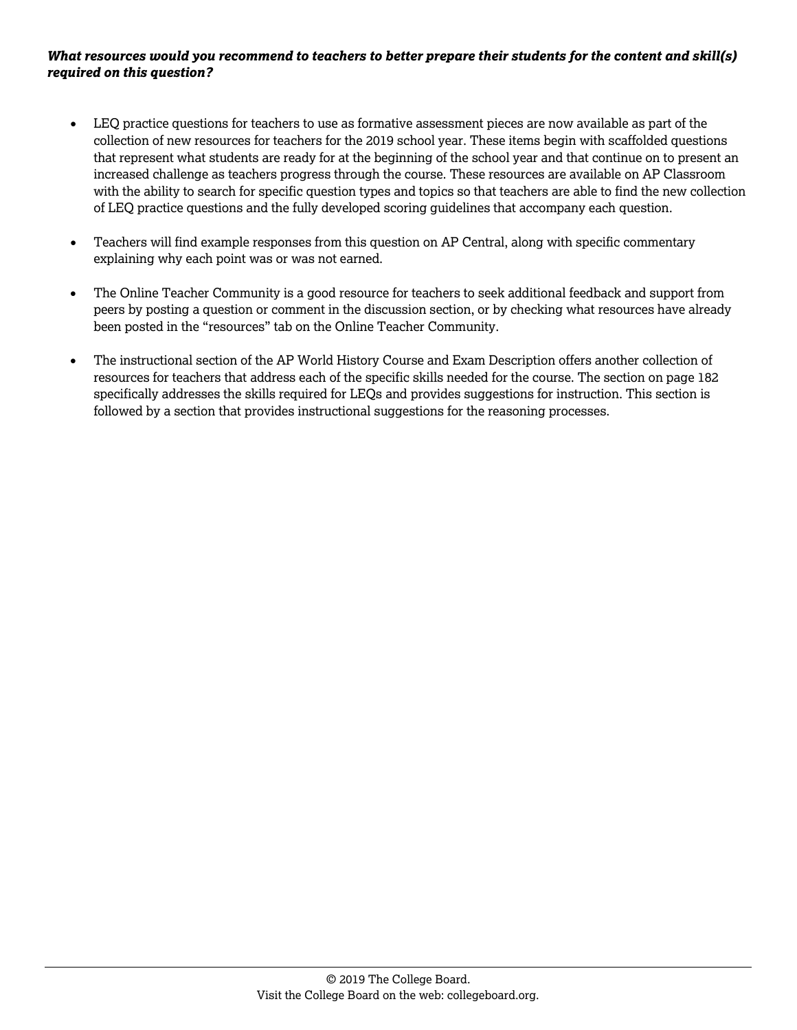***What resources would you recommend to teachers to better prepare their students for the content and skill(s) required on this question?***

- LEQ practice questions for teachers to use as formative assessment pieces are now available as part of the collection of new resources for teachers for the 2019 school year. These items begin with scaffolded questions that represent what students are ready for at the beginning of the school year and that continue on to present an increased challenge as teachers progress through the course. These resources are available on AP Classroom with the ability to search for specific question types and topics so that teachers are able to find the new collection of LEQ practice questions and the fully developed scoring guidelines that accompany each question.

- Teachers will find example responses from this question on AP Central, along with specific commentary explaining why each point was or was not earned.

- The Online Teacher Community is a good resource for teachers to seek additional feedback and support from peers by posting a question or comment in the discussion section, or by checking what resources have already been posted in the "resources" tab on the Online Teacher Community.

- The instructional section of the AP World History Course and Exam Description offers another collection of resources for teachers that address each of the specific skills needed for the course. The section on page 182 specifically addresses the skills required for LEQs and provides suggestions for instruction. This section is followed by a section that provides instructional suggestions for the reasoning processes.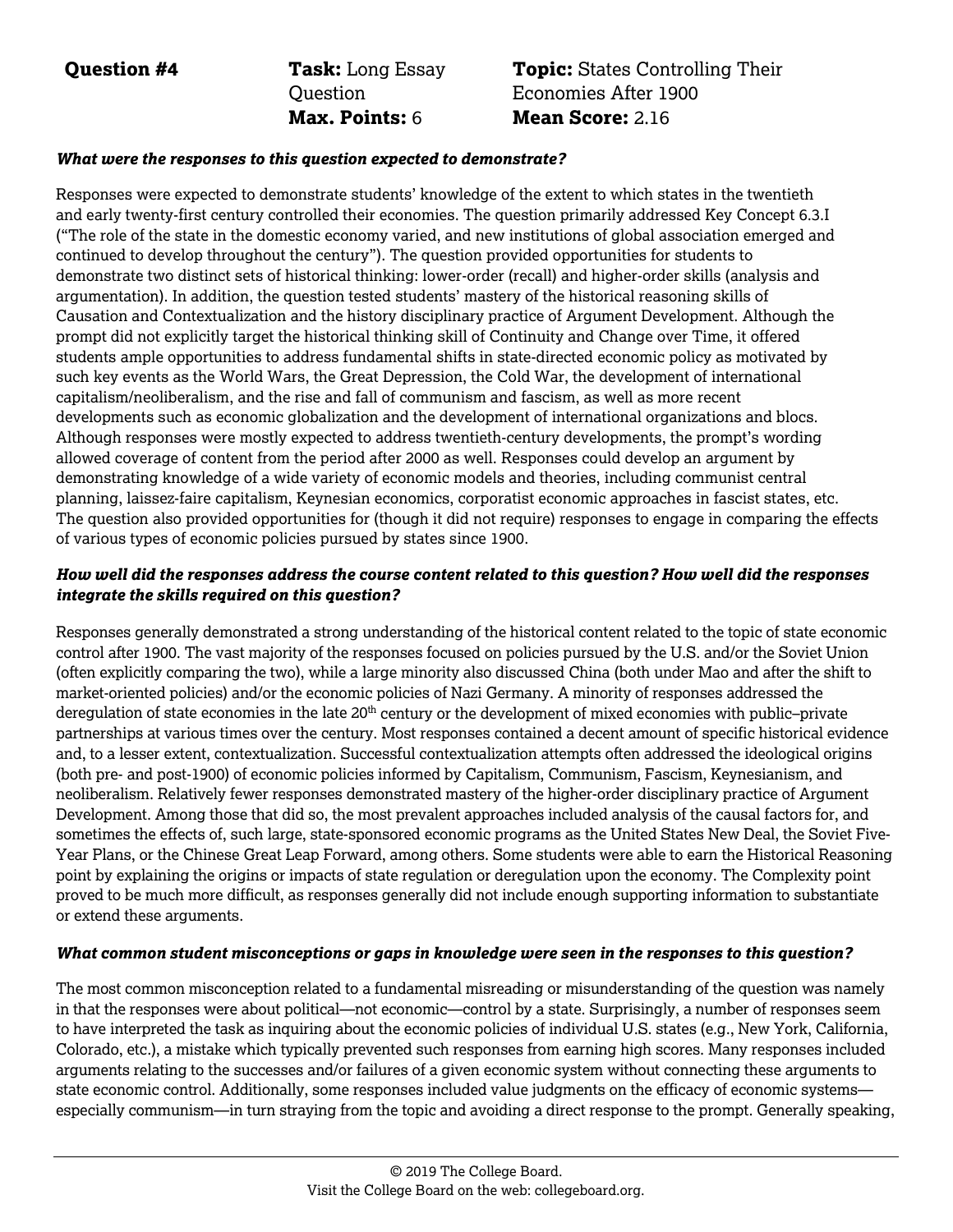**Question #4** | **Task:** Long Essay Question | **Max. Points:** 6 | **Topic:** States Controlling Their Economies After 1900 | **Mean Score:** 2.16

***What were the responses to this question expected to demonstrate?***

Responses were expected to demonstrate students' knowledge of the extent to which states in the twentieth and early twenty-first century controlled their economies. The question primarily addressed Key Concept 6.3.I ("The role of the state in the domestic economy varied, and new institutions of global association emerged and continued to develop throughout the century"). The question provided opportunities for students to demonstrate two distinct sets of historical thinking: lower-order (recall) and higher-order skills (analysis and argumentation). In addition, the question tested students' mastery of the historical reasoning skills of Causation and Contextualization and the history disciplinary practice of Argument Development. Although the prompt did not explicitly target the historical thinking skill of Continuity and Change over Time, it offered students ample opportunities to address fundamental shifts in state-directed economic policy as motivated by such key events as the World Wars, the Great Depression, the Cold War, the development of international capitalism/neoliberalism, and the rise and fall of communism and fascism, as well as more recent developments such as economic globalization and the development of international organizations and blocs. Although responses were mostly expected to address twentieth-century developments, the prompt's wording allowed coverage of content from the period after 2000 as well. Responses could develop an argument by demonstrating knowledge of a wide variety of economic models and theories, including communist central planning, laissez-faire capitalism, Keynesian economics, corporatist economic approaches in fascist states, etc. The question also provided opportunities for (though it did not require) responses to engage in comparing the effects of various types of economic policies pursued by states since 1900.

***How well did the responses address the course content related to this question? How well did the responses integrate the skills required on this question?***

Responses generally demonstrated a strong understanding of the historical content related to the topic of state economic control after 1900. The vast majority of the responses focused on policies pursued by the U.S. and/or the Soviet Union (often explicitly comparing the two), while a large minority also discussed China (both under Mao and after the shift to market-oriented policies) and/or the economic policies of Nazi Germany. A minority of responses addressed the deregulation of state economies in the late 20th century or the development of mixed economies with public–private partnerships at various times over the century. Most responses contained a decent amount of specific historical evidence and, to a lesser extent, contextualization. Successful contextualization attempts often addressed the ideological origins (both pre- and post-1900) of economic policies informed by Capitalism, Communism, Fascism, Keynesianism, and neoliberalism. Relatively fewer responses demonstrated mastery of the higher-order disciplinary practice of Argument Development. Among those that did so, the most prevalent approaches included analysis of the causal factors for, and sometimes the effects of, such large, state-sponsored economic programs as the United States New Deal, the Soviet Five-Year Plans, or the Chinese Great Leap Forward, among others. Some students were able to earn the Historical Reasoning point by explaining the origins or impacts of state regulation or deregulation upon the economy. The Complexity point proved to be much more difficult, as responses generally did not include enough supporting information to substantiate or extend these arguments.

***What common student misconceptions or gaps in knowledge were seen in the responses to this question?***

The most common misconception related to a fundamental misreading or misunderstanding of the question was namely in that the responses were about political—not economic—control by a state. Surprisingly, a number of responses seem to have interpreted the task as inquiring about the economic policies of individual U.S. states (e.g., New York, California, Colorado, etc.), a mistake which typically prevented such responses from earning high scores. Many responses included arguments relating to the successes and/or failures of a given economic system without connecting these arguments to state economic control. Additionally, some responses included value judgments on the efficacy of economic systems—especially communism—in turn straying from the topic and avoiding a direct response to the prompt. Generally speaking,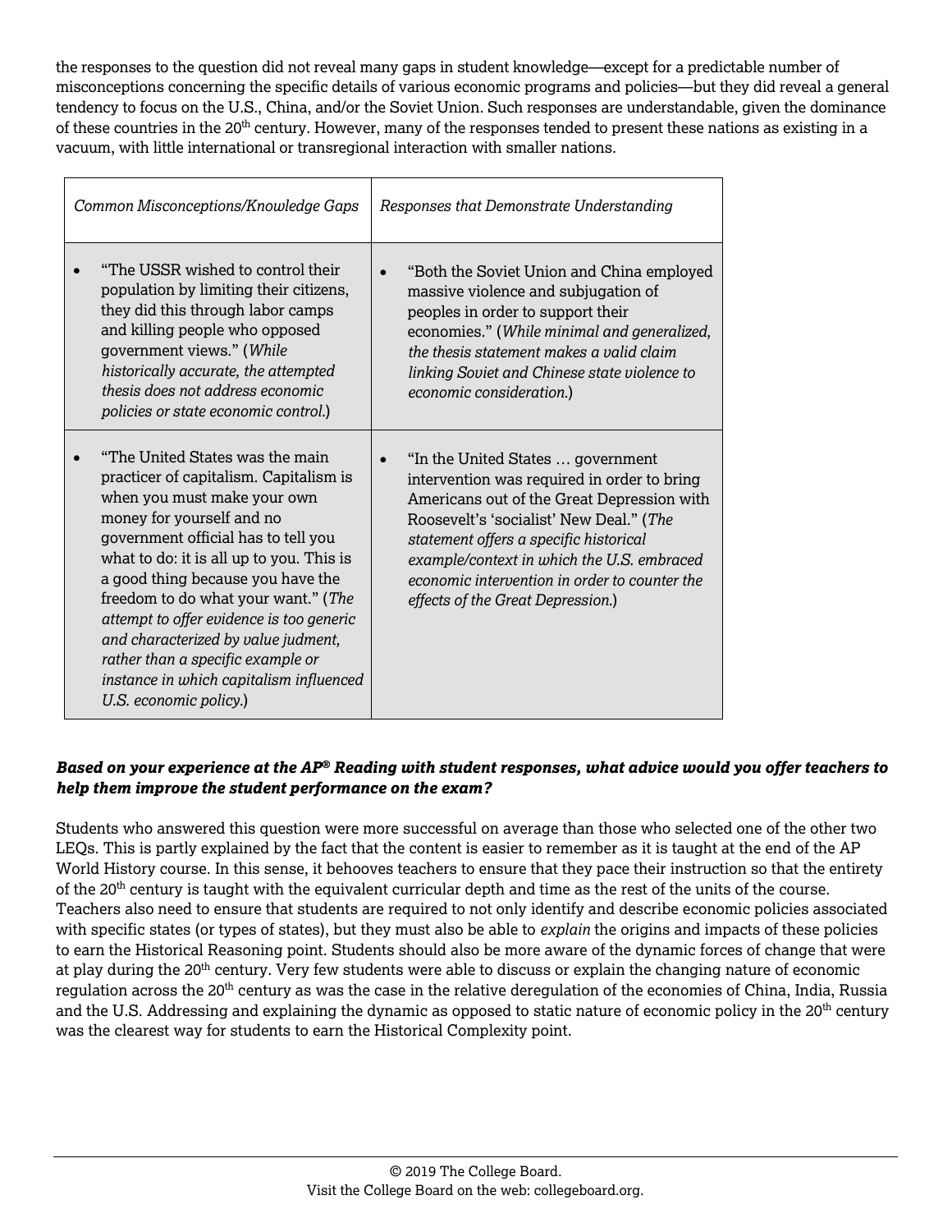the responses to the question did not reveal many gaps in student knowledge—except for a predictable number of misconceptions concerning the specific details of various economic programs and policies—but they did reveal a general tendency to focus on the U.S., China, and/or the Soviet Union. Such responses are understandable, given the dominance of these countries in the 20th century. However, many of the responses tended to present these nations as existing in a vacuum, with little international or transregional interaction with smaller nations.

| *Common Misconceptions/Knowledge Gaps* | *Responses that Demonstrate Understanding* |
|---|---|
| • "The USSR wished to control their population by limiting their citizens, they did this through labor camps and killing people who opposed government views." (*While historically accurate, the attempted thesis does not address economic policies or state economic control.*) | • "Both the Soviet Union and China employed massive violence and subjugation of peoples in order to support their economies." (*While minimal and generalized, the thesis statement makes a valid claim linking Soviet and Chinese state violence to economic consideration.*) |
| • "The United States was the main practicer of capitalism. Capitalism is when you must make your own money for yourself and no government official has to tell you what to do: it is all up to you. This is a good thing because you have the freedom to do what your want." (*The attempt to offer evidence is too generic and characterized by value judment, rather than a specific example or instance in which capitalism influenced U.S. economic policy.*) | • "In the United States … government intervention was required in order to bring Americans out of the Great Depression with Roosevelt's 'socialist' New Deal." (*The statement offers a specific historical example/context in which the U.S. embraced economic intervention in order to counter the effects of the Great Depression.*) |

***Based on your experience at the AP® Reading with student responses, what advice would you offer teachers to help them improve the student performance on the exam?***

Students who answered this question were more successful on average than those who selected one of the other two LEQs. This is partly explained by the fact that the content is easier to remember as it is taught at the end of the AP World History course. In this sense, it behooves teachers to ensure that they pace their instruction so that the entirety of the 20th century is taught with the equivalent curricular depth and time as the rest of the units of the course. Teachers also need to ensure that students are required to not only identify and describe economic policies associated with specific states (or types of states), but they must also be able to *explain* the origins and impacts of these policies to earn the Historical Reasoning point. Students should also be more aware of the dynamic forces of change that were at play during the 20th century. Very few students were able to discuss or explain the changing nature of economic regulation across the 20th century as was the case in the relative deregulation of the economies of China, India, Russia and the U.S. Addressing and explaining the dynamic as opposed to static nature of economic policy in the 20th century was the clearest way for students to earn the Historical Complexity point.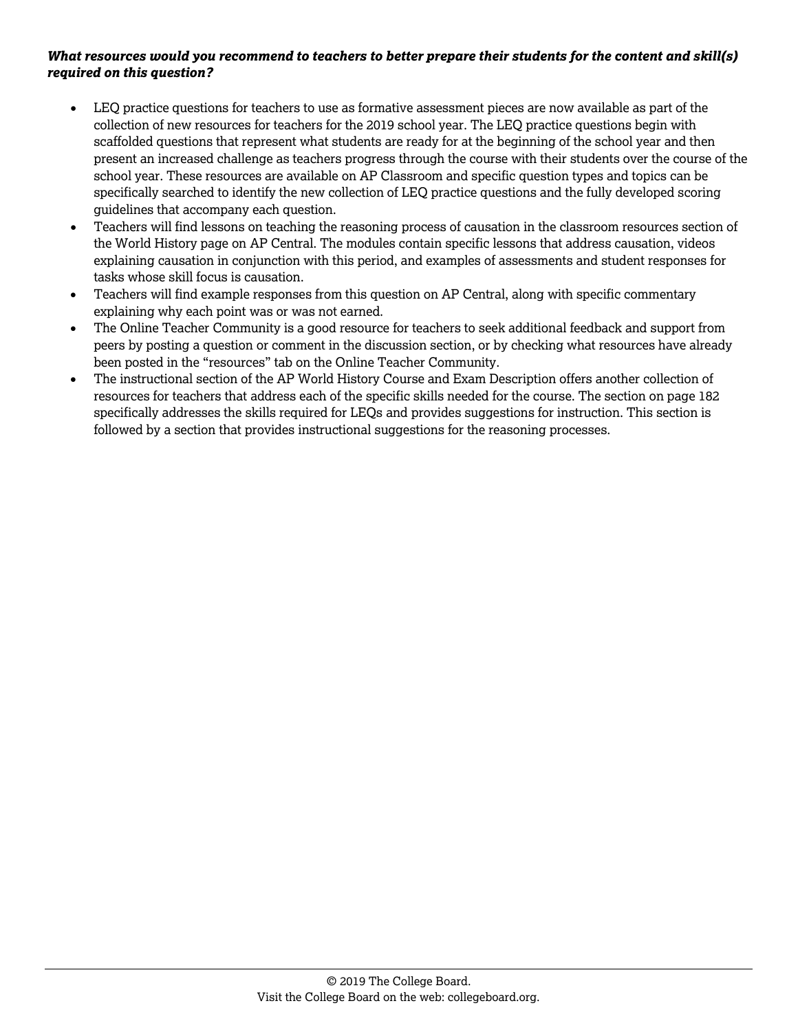***What resources would you recommend to teachers to better prepare their students for the content and skill(s) required on this question?***

- LEQ practice questions for teachers to use as formative assessment pieces are now available as part of the collection of new resources for teachers for the 2019 school year. The LEQ practice questions begin with scaffolded questions that represent what students are ready for at the beginning of the school year and then present an increased challenge as teachers progress through the course with their students over the course of the school year. These resources are available on AP Classroom and specific question types and topics can be specifically searched to identify the new collection of LEQ practice questions and the fully developed scoring guidelines that accompany each question.
- Teachers will find lessons on teaching the reasoning process of causation in the classroom resources section of the World History page on AP Central. The modules contain specific lessons that address causation, videos explaining causation in conjunction with this period, and examples of assessments and student responses for tasks whose skill focus is causation.
- Teachers will find example responses from this question on AP Central, along with specific commentary explaining why each point was or was not earned.
- The Online Teacher Community is a good resource for teachers to seek additional feedback and support from peers by posting a question or comment in the discussion section, or by checking what resources have already been posted in the "resources" tab on the Online Teacher Community.
- The instructional section of the AP World History Course and Exam Description offers another collection of resources for teachers that address each of the specific skills needed for the course. The section on page 182 specifically addresses the skills required for LEQs and provides suggestions for instruction. This section is followed by a section that provides instructional suggestions for the reasoning processes.

© 2019 The College Board.
Visit the College Board on the web: collegeboard.org.